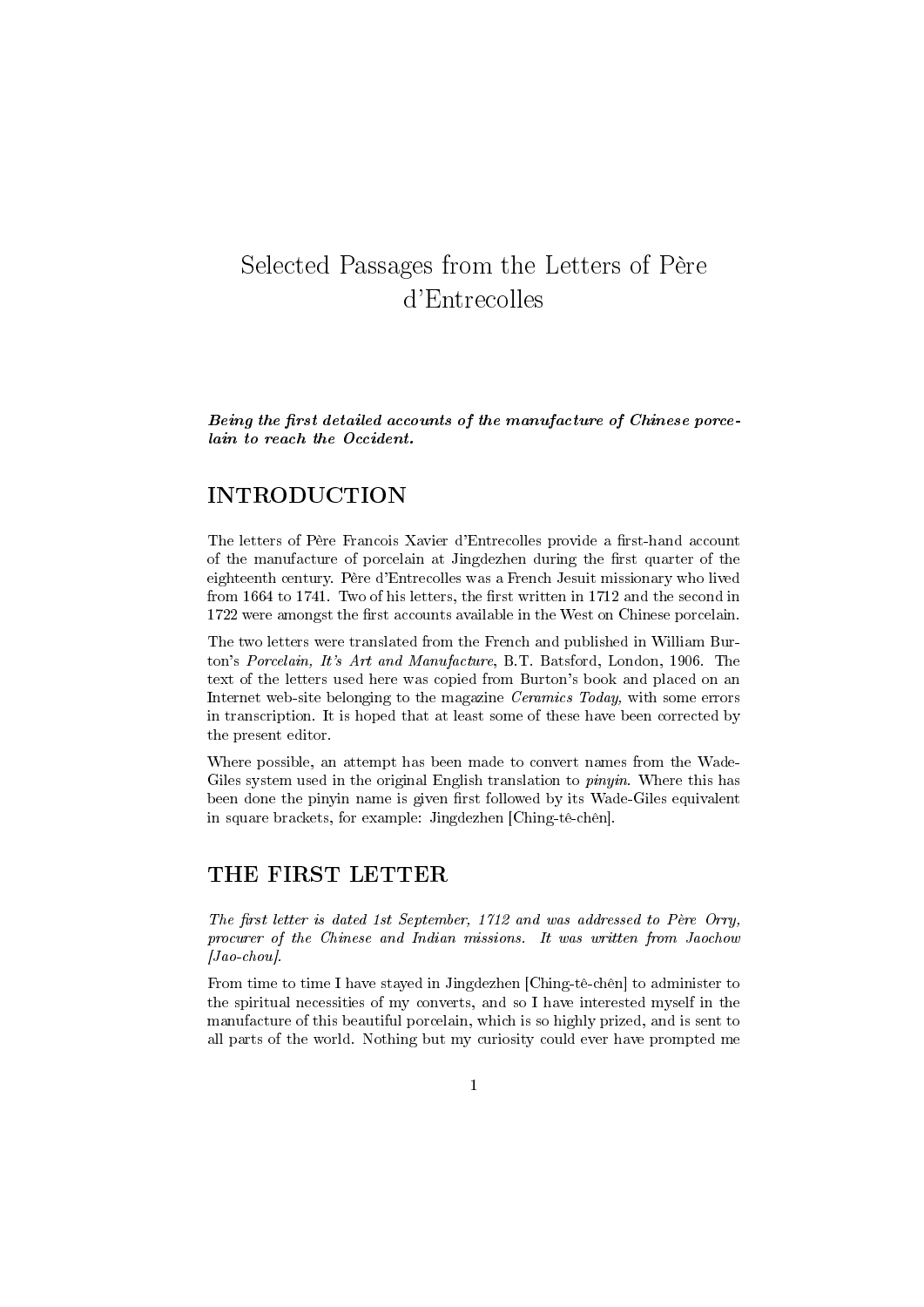# Selected Passages from the Letters of Père d'Entrecolles

***Being the first detailed accounts of the manufacture of Chinese porcelain to reach the Occident.***

## INTRODUCTION

The letters of Père Francois Xavier d'Entrecolles provide a first-hand account of the manufacture of porcelain at Jingdezhen during the first quarter of the eighteenth century. Père d'Entrecolles was a French Jesuit missionary who lived from 1664 to 1741. Two of his letters, the first written in 1712 and the second in 1722 were amongst the first accounts available in the West on Chinese porcelain.

The two letters were translated from the French and published in William Burton's *Porcelain, It's Art and Manufacture*, B.T. Batsford, London, 1906. The text of the letters used here was copied from Burton's book and placed on an Internet web-site belonging to the magazine *Ceramics Today,* with some errors in transcription. It is hoped that at least some of these have been corrected by the present editor.

Where possible, an attempt has been made to convert names from the Wade-Giles system used in the original English translation to *pinyin*. Where this has been done the pinyin name is given first followed by its Wade-Giles equivalent in square brackets, for example: Jingdezhen [Ching-tê-chên].

## THE FIRST LETTER

*The first letter is dated 1st September, 1712 and was addressed to Père Orry, procurer of the Chinese and Indian missions. It was written from Jaochow [Jao-chou].*

From time to time I have stayed in Jingdezhen [Ching-tê-chên] to administer to the spiritual necessities of my converts, and so I have interested myself in the manufacture of this beautiful porcelain, which is so highly prized, and is sent to all parts of the world. Nothing but my curiosity could ever have prompted me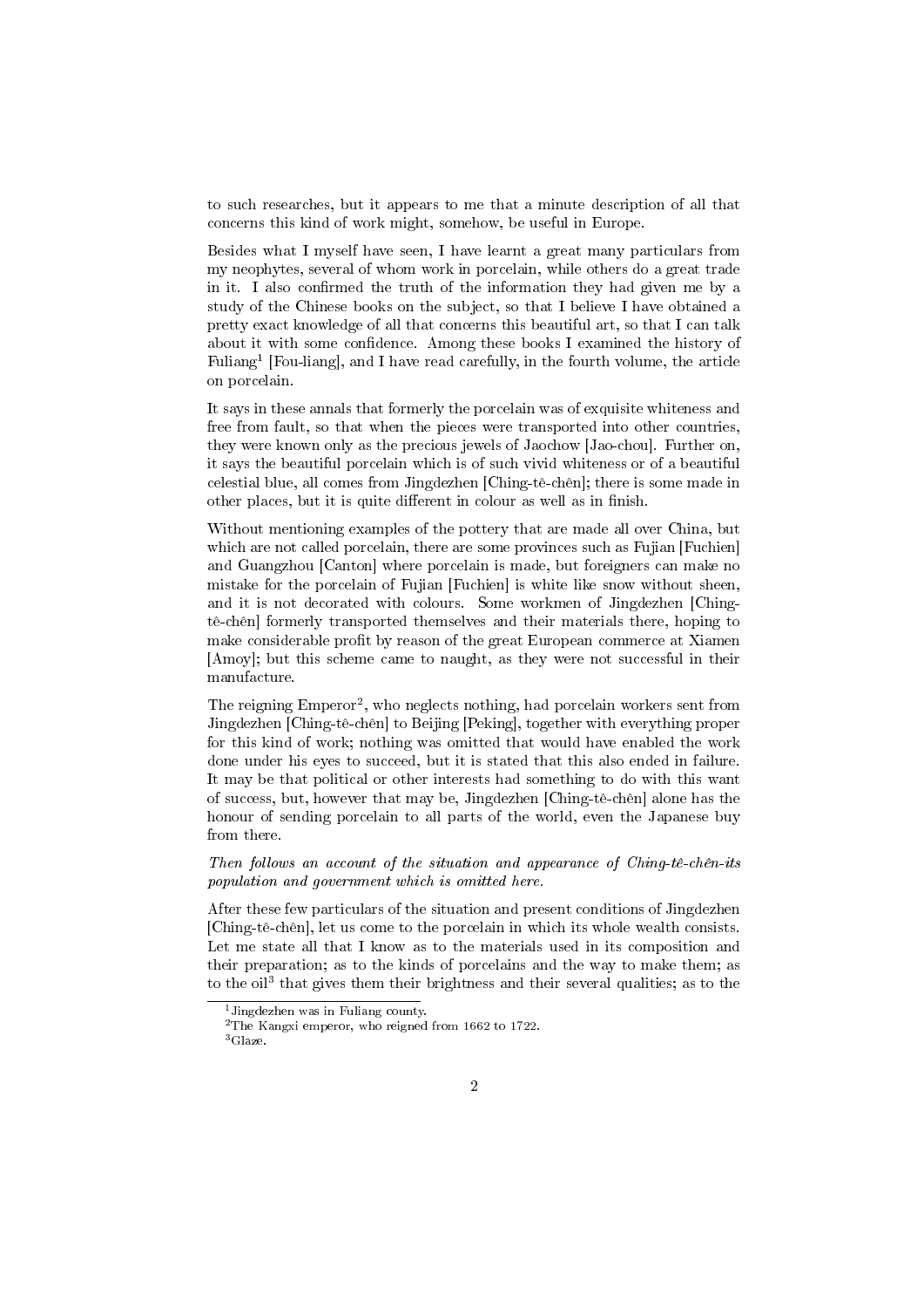to such researches, but it appears to me that a minute description of all that concerns this kind of work might, somehow, be useful in Europe.

Besides what I myself have seen, I have learnt a great many particulars from my neophytes, several of whom work in porcelain, while others do a great trade in it. I also confirmed the truth of the information they had given me by a study of the Chinese books on the subject, so that I believe I have obtained a pretty exact knowledge of all that concerns this beautiful art, so that I can talk about it with some confidence. Among these books I examined the history of Fuliang[1] [Fou-liang], and I have read carefully, in the fourth volume, the article on porcelain.

It says in these annals that formerly the porcelain was of exquisite whiteness and free from fault, so that when the pieces were transported into other countries, they were known only as the precious jewels of Jaochow [Jao-chou]. Further on, it says the beautiful porcelain which is of such vivid whiteness or of a beautiful celestial blue, all comes from Jingdezhen [Ching-tê-chên]; there is some made in other places, but it is quite different in colour as well as in finish.

Without mentioning examples of the pottery that are made all over China, but which are not called porcelain, there are some provinces such as Fujian [Fuchien] and Guangzhou [Canton] where porcelain is made, but foreigners can make no mistake for the porcelain of Fujian [Fuchien] is white like snow without sheen, and it is not decorated with colours. Some workmen of Jingdezhen [Ching-tê-chên] formerly transported themselves and their materials there, hoping to make considerable profit by reason of the great European commerce at Xiamen [Amoy]; but this scheme came to naught, as they were not successful in their manufacture.

The reigning Emperor[2], who neglects nothing, had porcelain workers sent from Jingdezhen [Ching-tê-chên] to Beijing [Peking], together with everything proper for this kind of work; nothing was omitted that would have enabled the work done under his eyes to succeed, but it is stated that this also ended in failure. It may be that political or other interests had something to do with this want of success, but, however that may be, Jingdezhen [Ching-tê-chên] alone has the honour of sending porcelain to all parts of the world, even the Japanese buy from there.

*Then follows an account of the situation and appearance of Ching-tê-chên-its population and government which is omitted here.*

After these few particulars of the situation and present conditions of Jingdezhen [Ching-tê-chên], let us come to the porcelain in which its whole wealth consists. Let me state all that I know as to the materials used in its composition and their preparation; as to the kinds of porcelains and the way to make them; as to the oil[3] that gives them their brightness and their several qualities; as to the

[1] Jingdezhen was in Fuliang county.

[2] The Kangxi emperor, who reigned from 1662 to 1722.

[3] Glaze.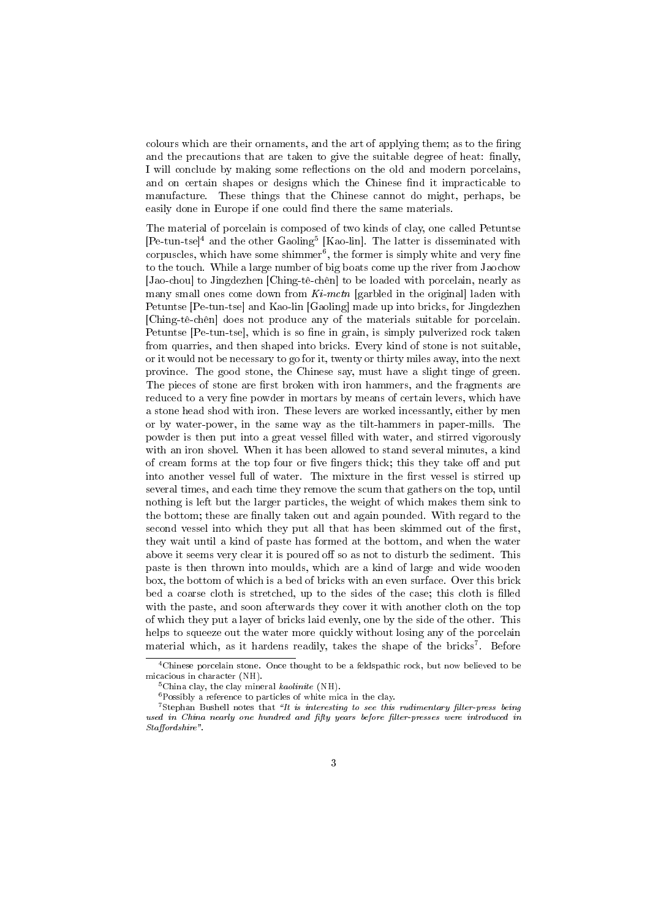colours which are their ornaments, and the art of applying them; as to the firing and the precautions that are taken to give the suitable degree of heat: finally, I will conclude by making some reflections on the old and modern porcelains, and on certain shapes or designs which the Chinese find it impracticable to manufacture. These things that the Chinese cannot do might, perhaps, be easily done in Europe if one could find there the same materials.

The material of porcelain is composed of two kinds of clay, one called Petuntse [Pe-tun-tse][4] and the other Gaoling[5] [Kao-lin]. The latter is disseminated with corpuscles, which have some shimmer[6], the former is simply white and very fine to the touch. While a large number of big boats come up the river from Jaochow [Jao-chou] to Jingdezhen [Ching-tê-chên] to be loaded with porcelain, nearly as many small ones come down from *Ki-mctn* [garbled in the original] laden with Petuntse [Pe-tun-tse] and Kao-lin [Gaoling] made up into bricks, for Jingdezhen [Ching-tê-chên] does not produce any of the materials suitable for porcelain. Petuntse [Pe-tun-tse], which is so fine in grain, is simply pulverized rock taken from quarries, and then shaped into bricks. Every kind of stone is not suitable, or it would not be necessary to go for it, twenty or thirty miles away, into the next province. The good stone, the Chinese say, must have a slight tinge of green. The pieces of stone are first broken with iron hammers, and the fragments are reduced to a very fine powder in mortars by means of certain levers, which have a stone head shod with iron. These levers are worked incessantly, either by men or by water-power, in the same way as the tilt-hammers in paper-mills. The powder is then put into a great vessel filled with water, and stirred vigorously with an iron shovel. When it has been allowed to stand several minutes, a kind of cream forms at the top four or five fingers thick; this they take off and put into another vessel full of water. The mixture in the first vessel is stirred up several times, and each time they remove the scum that gathers on the top, until nothing is left but the larger particles, the weight of which makes them sink to the bottom; these are finally taken out and again pounded. With regard to the second vessel into which they put all that has been skimmed out of the first, they wait until a kind of paste has formed at the bottom, and when the water above it seems very clear it is poured off so as not to disturb the sediment. This paste is then thrown into moulds, which are a kind of large and wide wooden box, the bottom of which is a bed of bricks with an even surface. Over this brick bed a coarse cloth is stretched, up to the sides of the case; this cloth is filled with the paste, and soon afterwards they cover it with another cloth on the top of which they put a layer of bricks laid evenly, one by the side of the other. This helps to squeeze out the water more quickly without losing any of the porcelain material which, as it hardens readily, takes the shape of the bricks[7]. Before

[4] Chinese porcelain stone. Once thought to be a feldspathic rock, but now believed to be micacious in character (NH).

[5] China clay, the clay mineral *kaolinite* (NH).

[6] Possibly a reference to particles of white mica in the clay.

[7] Stephan Bushell notes that *"It is interesting to see this rudimentary filter-press being used in China nearly one hundred and fifty years before filter-presses were introduced in Staffordshire"*.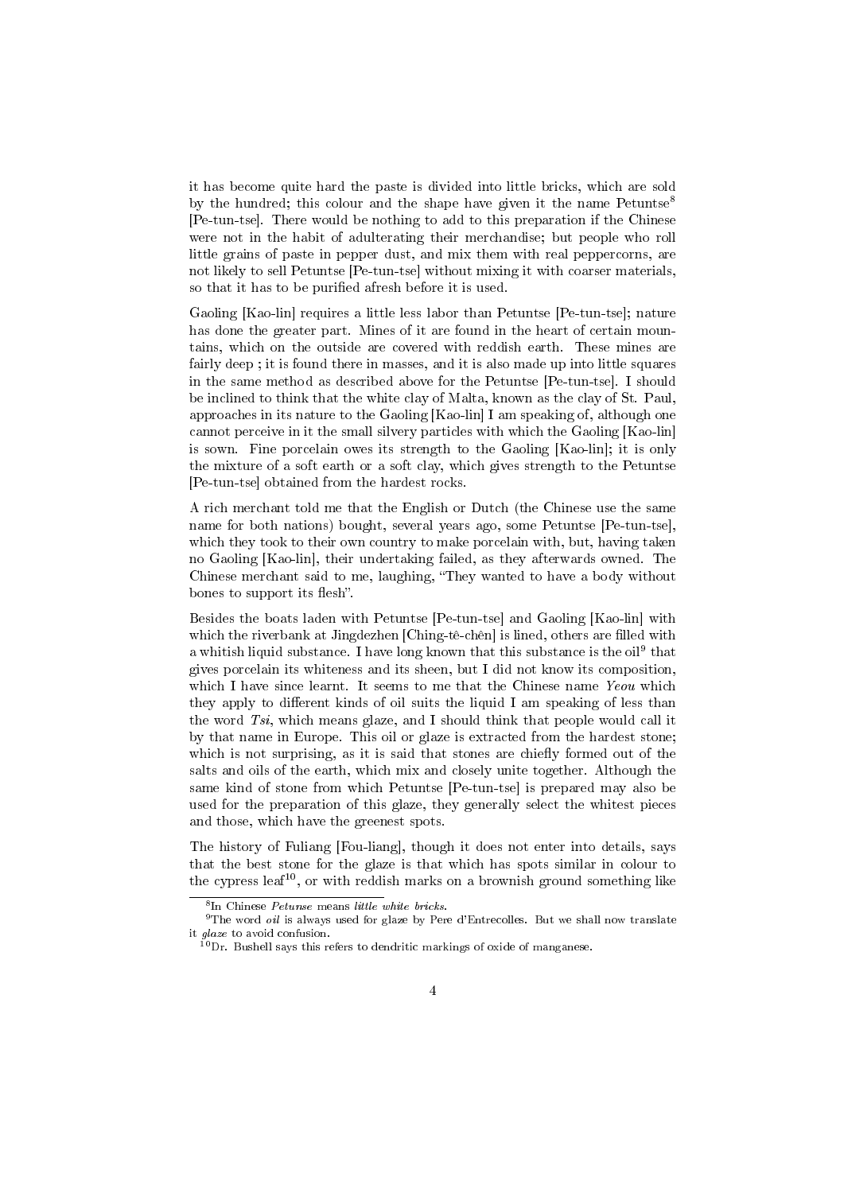it has become quite hard the paste is divided into little bricks, which are sold by the hundred; this colour and the shape have given it the name Petuntse[8] [Pe-tun-tse]. There would be nothing to add to this preparation if the Chinese were not in the habit of adulterating their merchandise; but people who roll little grains of paste in pepper dust, and mix them with real peppercorns, are not likely to sell Petuntse [Pe-tun-tse] without mixing it with coarser materials, so that it has to be purified afresh before it is used.

Gaoling [Kao-lin] requires a little less labor than Petuntse [Pe-tun-tse]; nature has done the greater part. Mines of it are found in the heart of certain mountains, which on the outside are covered with reddish earth. These mines are fairly deep ; it is found there in masses, and it is also made up into little squares in the same method as described above for the Petuntse [Pe-tun-tse]. I should be inclined to think that the white clay of Malta, known as the clay of St. Paul, approaches in its nature to the Gaoling [Kao-lin] I am speaking of, although one cannot perceive in it the small silvery particles with which the Gaoling [Kao-lin] is sown. Fine porcelain owes its strength to the Gaoling [Kao-lin]; it is only the mixture of a soft earth or a soft clay, which gives strength to the Petuntse [Pe-tun-tse] obtained from the hardest rocks.

A rich merchant told me that the English or Dutch (the Chinese use the same name for both nations) bought, several years ago, some Petuntse [Pe-tun-tse], which they took to their own country to make porcelain with, but, having taken no Gaoling [Kao-lin], their undertaking failed, as they afterwards owned. The Chinese merchant said to me, laughing, "They wanted to have a body without bones to support its flesh".

Besides the boats laden with Petuntse [Pe-tun-tse] and Gaoling [Kao-lin] with which the riverbank at Jingdezhen [Ching-tê-chên] is lined, others are filled with a whitish liquid substance. I have long known that this substance is the oil[9] that gives porcelain its whiteness and its sheen, but I did not know its composition, which I have since learnt. It seems to me that the Chinese name *Yeou* which they apply to different kinds of oil suits the liquid I am speaking of less than the word *Tsi*, which means glaze, and I should think that people would call it by that name in Europe. This oil or glaze is extracted from the hardest stone; which is not surprising, as it is said that stones are chiefly formed out of the salts and oils of the earth, which mix and closely unite together. Although the same kind of stone from which Petuntse [Pe-tun-tse] is prepared may also be used for the preparation of this glaze, they generally select the whitest pieces and those, which have the greenest spots.

The history of Fuliang [Fou-liang], though it does not enter into details, says that the best stone for the glaze is that which has spots similar in colour to the cypress leaf[10], or with reddish marks on a brownish ground something like

---

[8] In Chinese *Petunse* means *little white bricks*.

[9] The word *oil* is always used for glaze by Pere d'Entrecolles. But we shall now translate it *glaze* to avoid confusion.

[10] Dr. Bushell says this refers to dendritic markings of oxide of manganese.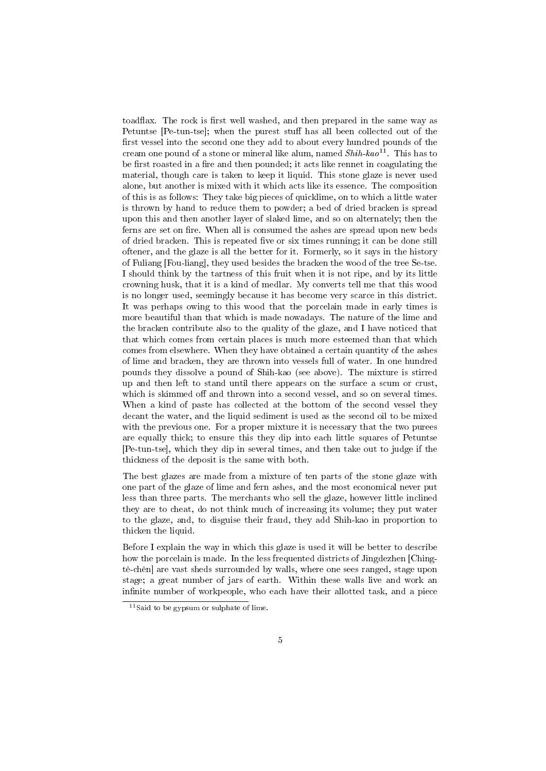toadflax. The rock is first well washed, and then prepared in the same way as Petuntse [Pe-tun-tse]; when the purest stuff has all been collected out of the first vessel into the second one they add to about every hundred pounds of the cream one pound of a stone or mineral like alum, named *Shih-kao*[11]. This has to be first roasted in a fire and then pounded; it acts like rennet in coagulating the material, though care is taken to keep it liquid. This stone glaze is never used alone, but another is mixed with it which acts like its essence. The composition of this is as follows: They take big pieces of quicklime, on to which a little water is thrown by hand to reduce them to powder; a bed of dried bracken is spread upon this and then another layer of slaked lime, and so on alternately; then the ferns are set on fire. When all is consumed the ashes are spread upon new beds of dried bracken. This is repeated five or six times running; it can be done still oftener, and the glaze is all the better for it. Formerly, so it says in the history of Fuliang [Fou-liang], they used besides the bracken the wood of the tree Se-tse. I should think by the tartness of this fruit when it is not ripe, and by its little crowning husk, that it is a kind of medlar. My converts tell me that this wood is no longer used, seemingly because it has become very scarce in this district. It was perhaps owing to this wood that the porcelain made in early times is more beautiful than that which is made nowadays. The nature of the lime and the bracken contribute also to the quality of the glaze, and I have noticed that that which comes from certain places is much more esteemed than that which comes from elsewhere. When they have obtained a certain quantity of the ashes of lime and bracken, they are thrown into vessels full of water. In one hundred pounds they dissolve a pound of Shih-kao (see above). The mixture is stirred up and then left to stand until there appears on the surface a scum or crust, which is skimmed off and thrown into a second vessel, and so on several times. When a kind of paste has collected at the bottom of the second vessel they decant the water, and the liquid sediment is used as the second oil to be mixed with the previous one. For a proper mixture it is necessary that the two purees are equally thick; to ensure this they dip into each little squares of Petuntse [Pe-tun-tse], which they dip in several times, and then take out to judge if the thickness of the deposit is the same with both.

The best glazes are made from a mixture of ten parts of the stone glaze with one part of the glaze of lime and fern ashes, and the most economical never put less than three parts. The merchants who sell the glaze, however little inclined they are to cheat, do not think much of increasing its volume; they put water to the glaze, and, to disguise their fraud, they add Shih-kao in proportion to thicken the liquid.

Before I explain the way in which this glaze is used it will be better to describe how the porcelain is made. In the less frequented districts of Jingdezhen [Ching-tê-chên] are vast sheds surrounded by walls, where one sees ranged, stage upon stage; a great number of jars of earth. Within these walls live and work an infinite number of workpeople, who each have their allotted task, and a piece

[11] Said to be gypsum or sulphate of lime.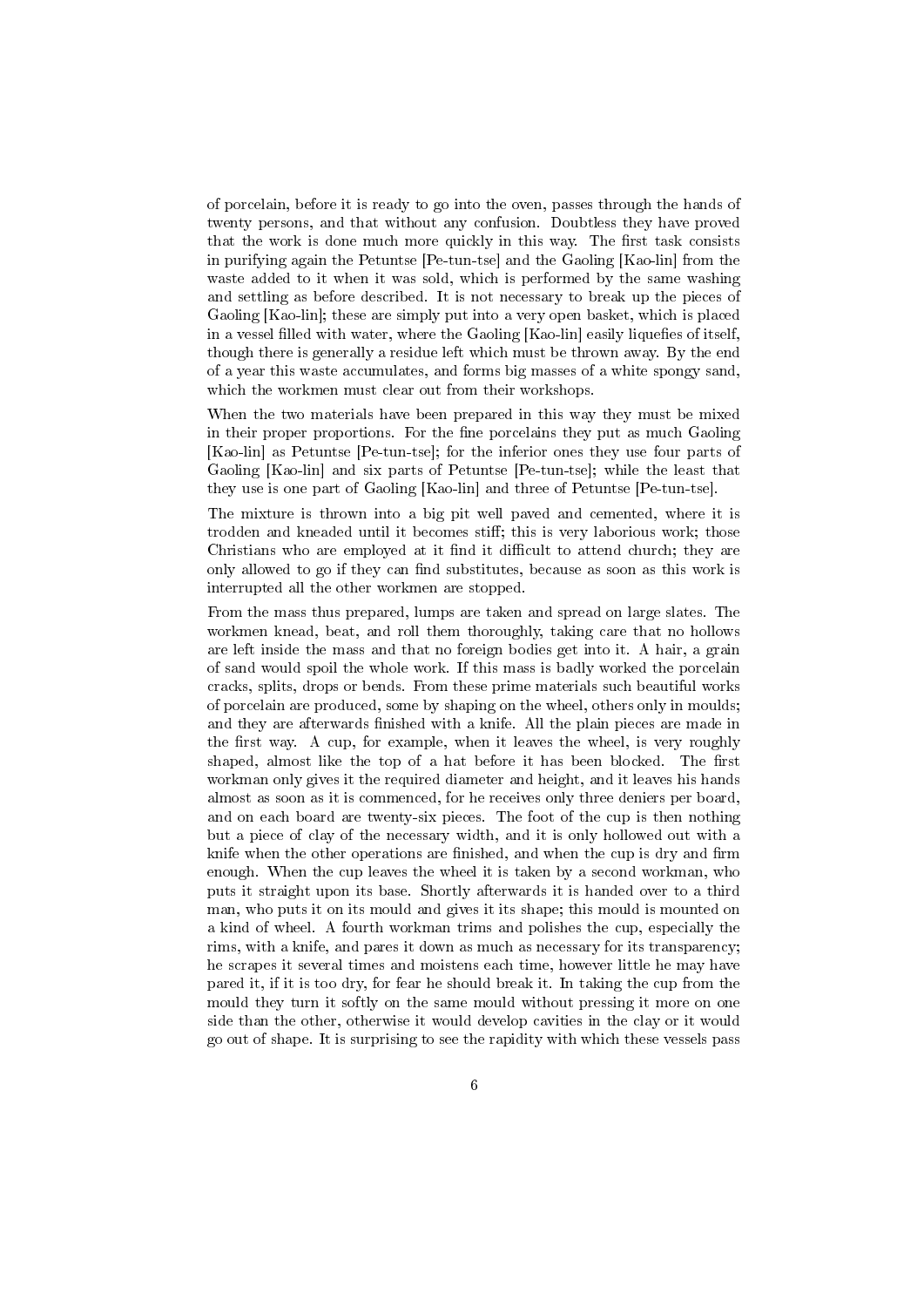of porcelain, before it is ready to go into the oven, passes through the hands of twenty persons, and that without any confusion. Doubtless they have proved that the work is done much more quickly in this way. The first task consists in purifying again the Petuntse [Pe-tun-tse] and the Gaoling [Kao-lin] from the waste added to it when it was sold, which is performed by the same washing and settling as before described. It is not necessary to break up the pieces of Gaoling [Kao-lin]; these are simply put into a very open basket, which is placed in a vessel filled with water, where the Gaoling [Kao-lin] easily liquefies of itself, though there is generally a residue left which must be thrown away. By the end of a year this waste accumulates, and forms big masses of a white spongy sand, which the workmen must clear out from their workshops.

When the two materials have been prepared in this way they must be mixed in their proper proportions. For the fine porcelains they put as much Gaoling [Kao-lin] as Petuntse [Pe-tun-tse]; for the inferior ones they use four parts of Gaoling [Kao-lin] and six parts of Petuntse [Pe-tun-tse]; while the least that they use is one part of Gaoling [Kao-lin] and three of Petuntse [Pe-tun-tse].

The mixture is thrown into a big pit well paved and cemented, where it is trodden and kneaded until it becomes stiff; this is very laborious work; those Christians who are employed at it find it difficult to attend church; they are only allowed to go if they can find substitutes, because as soon as this work is interrupted all the other workmen are stopped.

From the mass thus prepared, lumps are taken and spread on large slates. The workmen knead, beat, and roll them thoroughly, taking care that no hollows are left inside the mass and that no foreign bodies get into it. A hair, a grain of sand would spoil the whole work. If this mass is badly worked the porcelain cracks, splits, drops or bends. From these prime materials such beautiful works of porcelain are produced, some by shaping on the wheel, others only in moulds; and they are afterwards finished with a knife. All the plain pieces are made in the first way. A cup, for example, when it leaves the wheel, is very roughly shaped, almost like the top of a hat before it has been blocked. The first workman only gives it the required diameter and height, and it leaves his hands almost as soon as it is commenced, for he receives only three deniers per board, and on each board are twenty-six pieces. The foot of the cup is then nothing but a piece of clay of the necessary width, and it is only hollowed out with a knife when the other operations are finished, and when the cup is dry and firm enough. When the cup leaves the wheel it is taken by a second workman, who puts it straight upon its base. Shortly afterwards it is handed over to a third man, who puts it on its mould and gives it its shape; this mould is mounted on a kind of wheel. A fourth workman trims and polishes the cup, especially the rims, with a knife, and pares it down as much as necessary for its transparency; he scrapes it several times and moistens each time, however little he may have pared it, if it is too dry, for fear he should break it. In taking the cup from the mould they turn it softly on the same mould without pressing it more on one side than the other, otherwise it would develop cavities in the clay or it would go out of shape. It is surprising to see the rapidity with which these vessels pass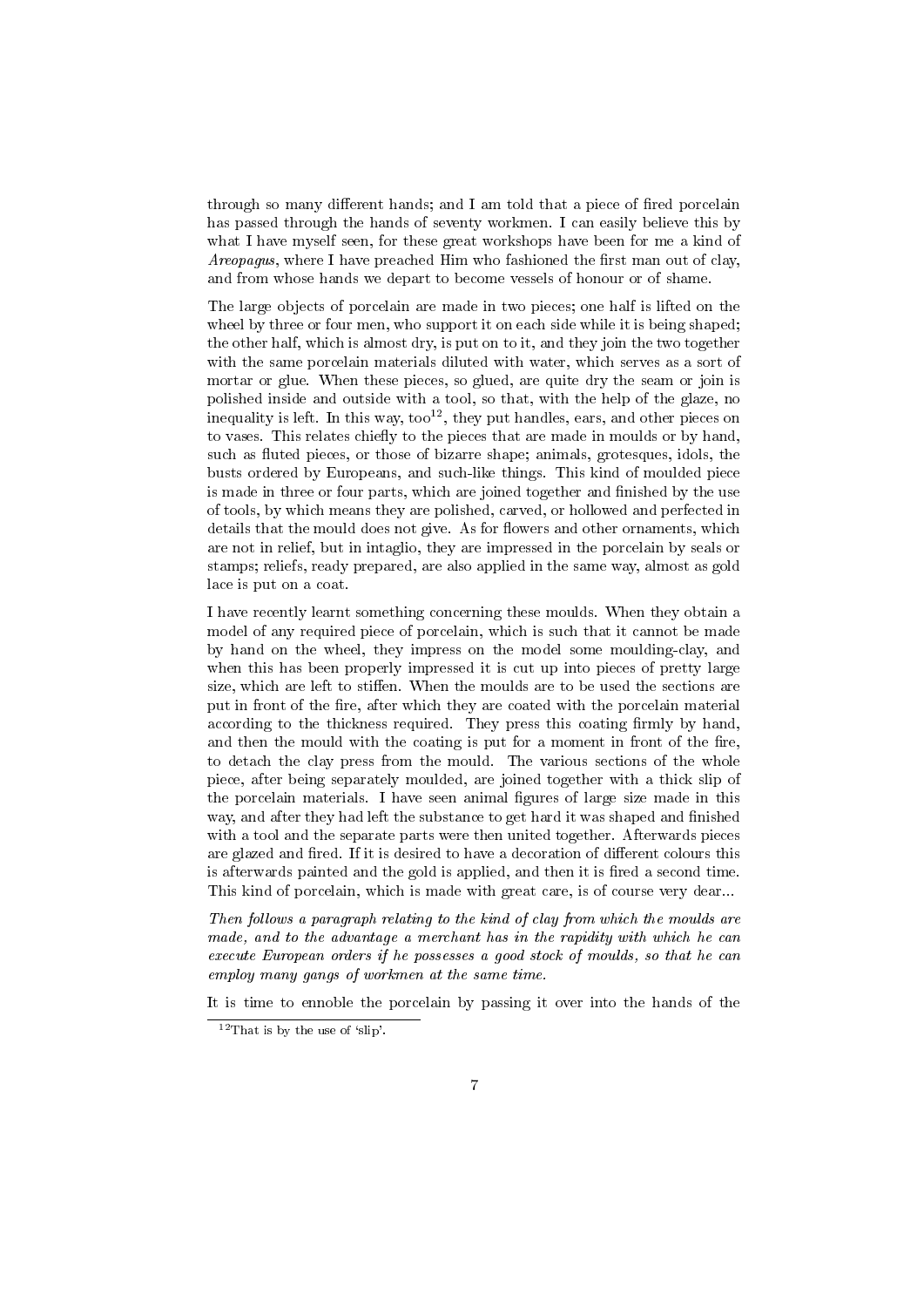through so many different hands; and I am told that a piece of fired porcelain has passed through the hands of seventy workmen. I can easily believe this by what I have myself seen, for these great workshops have been for me a kind of *Areopagus*, where I have preached Him who fashioned the first man out of clay, and from whose hands we depart to become vessels of honour or of shame.

The large objects of porcelain are made in two pieces; one half is lifted on the wheel by three or four men, who support it on each side while it is being shaped; the other half, which is almost dry, is put on to it, and they join the two together with the same porcelain materials diluted with water, which serves as a sort of mortar or glue. When these pieces, so glued, are quite dry the seam or join is polished inside and outside with a tool, so that, with the help of the glaze, no inequality is left. In this way, too[12], they put handles, ears, and other pieces on to vases. This relates chiefly to the pieces that are made in moulds or by hand, such as fluted pieces, or those of bizarre shape; animals, grotesques, idols, the busts ordered by Europeans, and such-like things. This kind of moulded piece is made in three or four parts, which are joined together and finished by the use of tools, by which means they are polished, carved, or hollowed and perfected in details that the mould does not give. As for flowers and other ornaments, which are not in relief, but in intaglio, they are impressed in the porcelain by seals or stamps; reliefs, ready prepared, are also applied in the same way, almost as gold lace is put on a coat.

I have recently learnt something concerning these moulds. When they obtain a model of any required piece of porcelain, which is such that it cannot be made by hand on the wheel, they impress on the model some moulding-clay, and when this has been properly impressed it is cut up into pieces of pretty large size, which are left to stiffen. When the moulds are to be used the sections are put in front of the fire, after which they are coated with the porcelain material according to the thickness required. They press this coating firmly by hand, and then the mould with the coating is put for a moment in front of the fire, to detach the clay press from the mould. The various sections of the whole piece, after being separately moulded, are joined together with a thick slip of the porcelain materials. I have seen animal figures of large size made in this way, and after they had left the substance to get hard it was shaped and finished with a tool and the separate parts were then united together. Afterwards pieces are glazed and fired. If it is desired to have a decoration of different colours this is afterwards painted and the gold is applied, and then it is fired a second time. This kind of porcelain, which is made with great care, is of course very dear...

*Then follows a paragraph relating to the kind of clay from which the moulds are made, and to the advantage a merchant has in the rapidity with which he can execute European orders if he possesses a good stock of moulds, so that he can employ many gangs of workmen at the same time.*

It is time to ennoble the porcelain by passing it over into the hands of the

[12] That is by the use of 'slip'.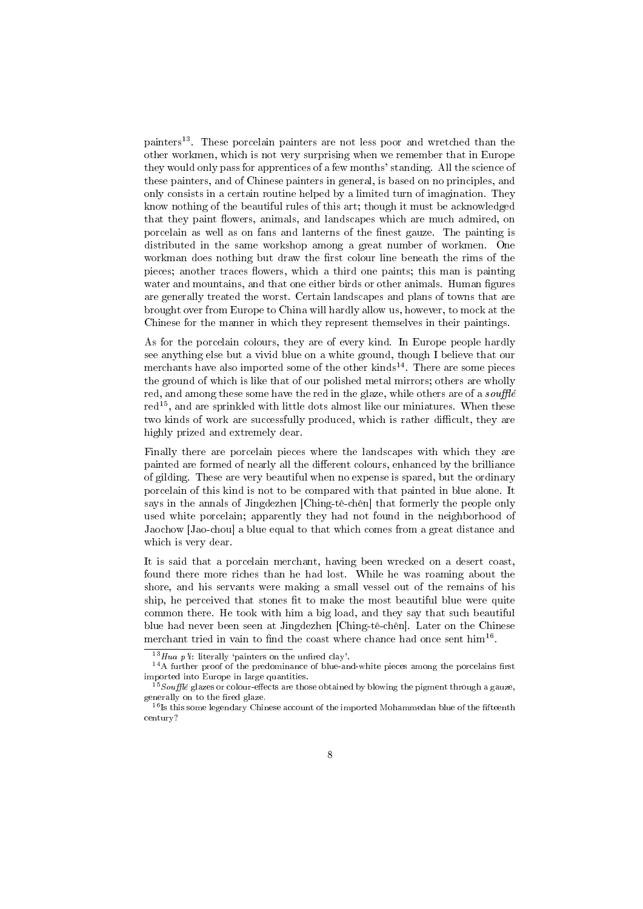painters[13]. These porcelain painters are not less poor and wretched than the other workmen, which is not very surprising when we remember that in Europe they would only pass for apprentices of a few months' standing. All the science of these painters, and of Chinese painters in general, is based on no principles, and only consists in a certain routine helped by a limited turn of imagination. They know nothing of the beautiful rules of this art; though it must be acknowledged that they paint flowers, animals, and landscapes which are much admired, on porcelain as well as on fans and lanterns of the finest gauze. The painting is distributed in the same workshop among a great number of workmen. One workman does nothing but draw the first colour line beneath the rims of the pieces; another traces flowers, which a third one paints; this man is painting water and mountains, and that one either birds or other animals. Human figures are generally treated the worst. Certain landscapes and plans of towns that are brought over from Europe to China will hardly allow us, however, to mock at the Chinese for the manner in which they represent themselves in their paintings.

As for the porcelain colours, they are of every kind. In Europe people hardly see anything else but a vivid blue on a white ground, though I believe that our merchants have also imported some of the other kinds[14]. There are some pieces the ground of which is like that of our polished metal mirrors; others are wholly red, and among these some have the red in the glaze, while others are of a *soufflé* red[15], and are sprinkled with little dots almost like our miniatures. When these two kinds of work are successfully produced, which is rather difficult, they are highly prized and extremely dear.

Finally there are porcelain pieces where the landscapes with which they are painted are formed of nearly all the different colours, enhanced by the brilliance of gilding. These are very beautiful when no expense is spared, but the ordinary porcelain of this kind is not to be compared with that painted in blue alone. It says in the annals of Jingdezhen [Ching-tê-chên] that formerly the people only used white porcelain; apparently they had not found in the neighborhood of Jaochow [Jao-chou] a blue equal to that which comes from a great distance and which is very dear.

It is said that a porcelain merchant, having been wrecked on a desert coast, found there more riches than he had lost. While he was roaming about the shore, and his servants were making a small vessel out of the remains of his ship, he perceived that stones fit to make the most beautiful blue were quite common there. He took with him a big load, and they say that such beautiful blue had never been seen at Jingdezhen [Ching-tê-chên]. Later on the Chinese merchant tried in vain to find the coast where chance had once sent him[16].

---

[13] *Hua p'i*: literally 'painters on the unfired clay'.

[14] A further proof of the predominance of blue-and-white pieces among the porcelains first imported into Europe in large quantities.

[15] *Soufflé* glazes or colour-effects are those obtained by blowing the pigment through a gauze, generally on to the fired glaze.

[16] Is this some legendary Chinese account of the imported Mohammedan blue of the fifteenth century?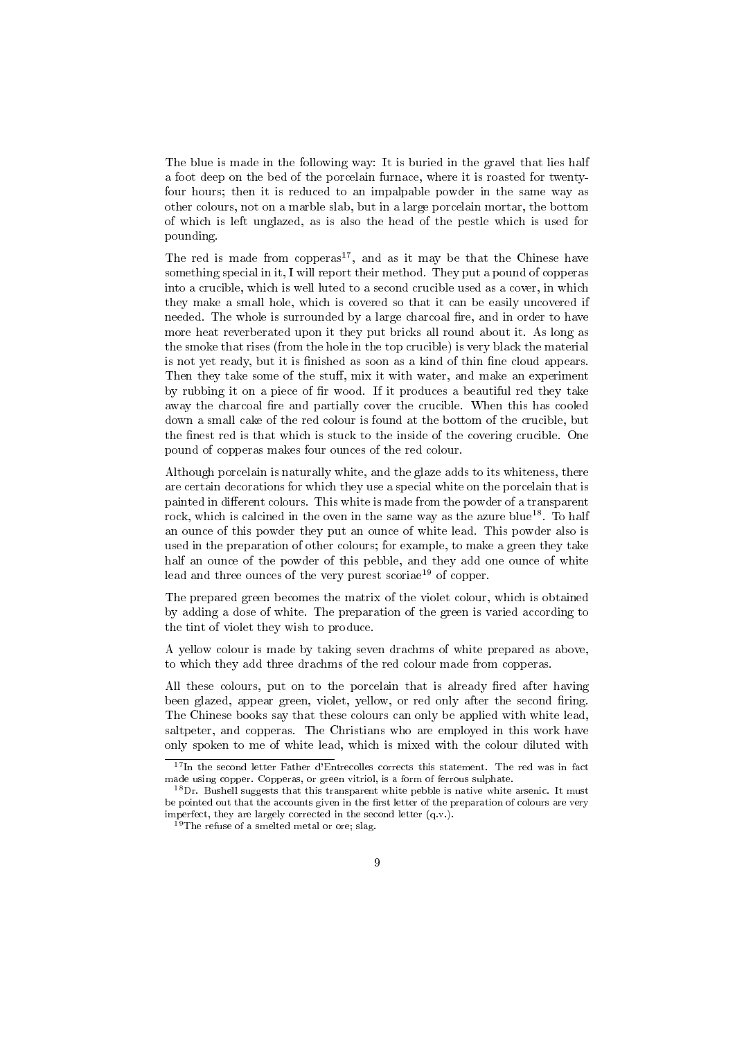The blue is made in the following way: It is buried in the gravel that lies half a foot deep on the bed of the porcelain furnace, where it is roasted for twenty-four hours; then it is reduced to an impalpable powder in the same way as other colours, not on a marble slab, but in a large porcelain mortar, the bottom of which is left unglazed, as is also the head of the pestle which is used for pounding.

The red is made from copperas[17], and as it may be that the Chinese have something special in it, I will report their method. They put a pound of copperas into a crucible, which is well luted to a second crucible used as a cover, in which they make a small hole, which is covered so that it can be easily uncovered if needed. The whole is surrounded by a large charcoal fire, and in order to have more heat reverberated upon it they put bricks all round about it. As long as the smoke that rises (from the hole in the top crucible) is very black the material is not yet ready, but it is finished as soon as a kind of thin fine cloud appears. Then they take some of the stuff, mix it with water, and make an experiment by rubbing it on a piece of fir wood. If it produces a beautiful red they take away the charcoal fire and partially cover the crucible. When this has cooled down a small cake of the red colour is found at the bottom of the crucible, but the finest red is that which is stuck to the inside of the covering crucible. One pound of copperas makes four ounces of the red colour.

Although porcelain is naturally white, and the glaze adds to its whiteness, there are certain decorations for which they use a special white on the porcelain that is painted in different colours. This white is made from the powder of a transparent rock, which is calcined in the oven in the same way as the azure blue[18]. To half an ounce of this powder they put an ounce of white lead. This powder also is used in the preparation of other colours; for example, to make a green they take half an ounce of the powder of this pebble, and they add one ounce of white lead and three ounces of the very purest scoriae[19] of copper.

The prepared green becomes the matrix of the violet colour, which is obtained by adding a dose of white. The preparation of the green is varied according to the tint of violet they wish to produce.

A yellow colour is made by taking seven drachms of white prepared as above, to which they add three drachms of the red colour made from copperas.

All these colours, put on to the porcelain that is already fired after having been glazed, appear green, violet, yellow, or red only after the second firing. The Chinese books say that these colours can only be applied with white lead, saltpeter, and copperas. The Christians who are employed in this work have only spoken to me of white lead, which is mixed with the colour diluted with

---

[17] In the second letter Father d'Entrecolles corrects this statement. The red was in fact made using copper. Copperas, or green vitriol, is a form of ferrous sulphate.

[18] Dr. Bushell suggests that this transparent white pebble is native white arsenic. It must be pointed out that the accounts given in the first letter of the preparation of colours are very imperfect, they are largely corrected in the second letter (q.v.).

[19] The refuse of a smelted metal or ore; slag.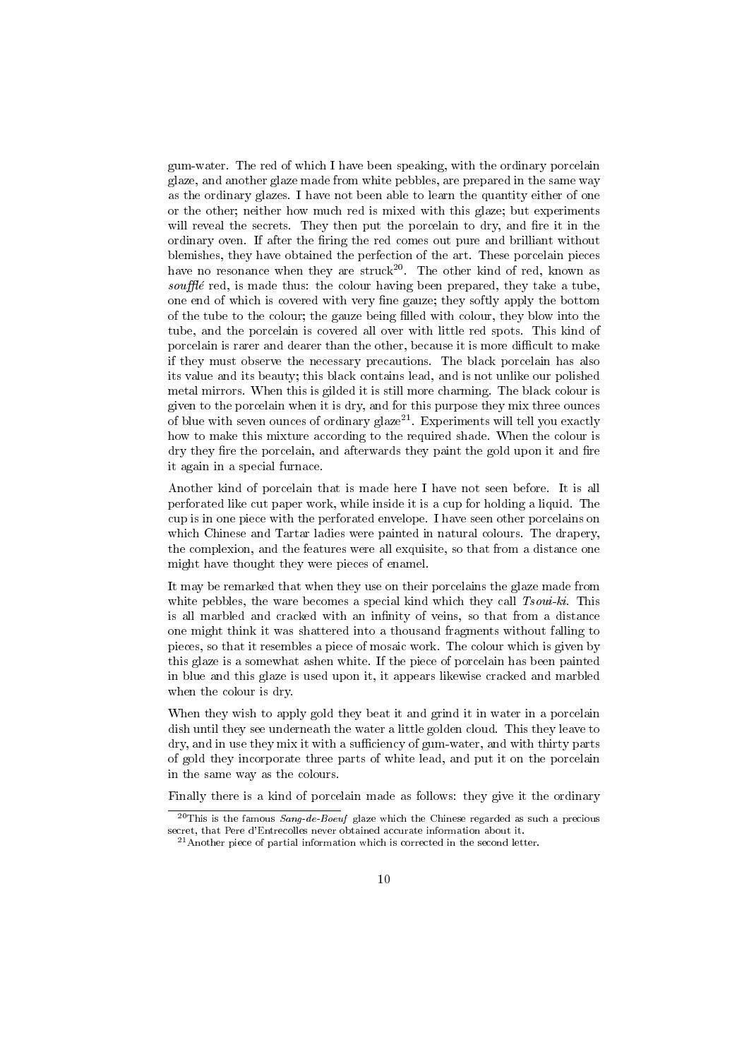gum-water. The red of which I have been speaking, with the ordinary porcelain glaze, and another glaze made from white pebbles, are prepared in the same way as the ordinary glazes. I have not been able to learn the quantity either of one or the other; neither how much red is mixed with this glaze; but experiments will reveal the secrets. They then put the porcelain to dry, and fire it in the ordinary oven. If after the firing the red comes out pure and brilliant without blemishes, they have obtained the perfection of the art. These porcelain pieces have no resonance when they are struck[20]. The other kind of red, known as *soufflé* red, is made thus: the colour having been prepared, they take a tube, one end of which is covered with very fine gauze; they softly apply the bottom of the tube to the colour; the gauze being filled with colour, they blow into the tube, and the porcelain is covered all over with little red spots. This kind of porcelain is rarer and dearer than the other, because it is more difficult to make if they must observe the necessary precautions. The black porcelain has also its value and its beauty; this black contains lead, and is not unlike our polished metal mirrors. When this is gilded it is still more charming. The black colour is given to the porcelain when it is dry, and for this purpose they mix three ounces of blue with seven ounces of ordinary glaze[21]. Experiments will tell you exactly how to make this mixture according to the required shade. When the colour is dry they fire the porcelain, and afterwards they paint the gold upon it and fire it again in a special furnace.

Another kind of porcelain that is made here I have not seen before. It is all perforated like cut paper work, while inside it is a cup for holding a liquid. The cup is in one piece with the perforated envelope. I have seen other porcelains on which Chinese and Tartar ladies were painted in natural colours. The drapery, the complexion, and the features were all exquisite, so that from a distance one might have thought they were pieces of enamel.

It may be remarked that when they use on their porcelains the glaze made from white pebbles, the ware becomes a special kind which they call *Tsoui-ki*. This is all marbled and cracked with an infinity of veins, so that from a distance one might think it was shattered into a thousand fragments without falling to pieces, so that it resembles a piece of mosaic work. The colour which is given by this glaze is a somewhat ashen white. If the piece of porcelain has been painted in blue and this glaze is used upon it, it appears likewise cracked and marbled when the colour is dry.

When they wish to apply gold they beat it and grind it in water in a porcelain dish until they see underneath the water a little golden cloud. This they leave to dry, and in use they mix it with a sufficiency of gum-water, and with thirty parts of gold they incorporate three parts of white lead, and put it on the porcelain in the same way as the colours.

Finally there is a kind of porcelain made as follows: they give it the ordinary

[20] This is the famous *Sang-de-Boeuf* glaze which the Chinese regarded as such a precious secret, that Pere d'Entrecolles never obtained accurate information about it.

[21] Another piece of partial information which is corrected in the second letter.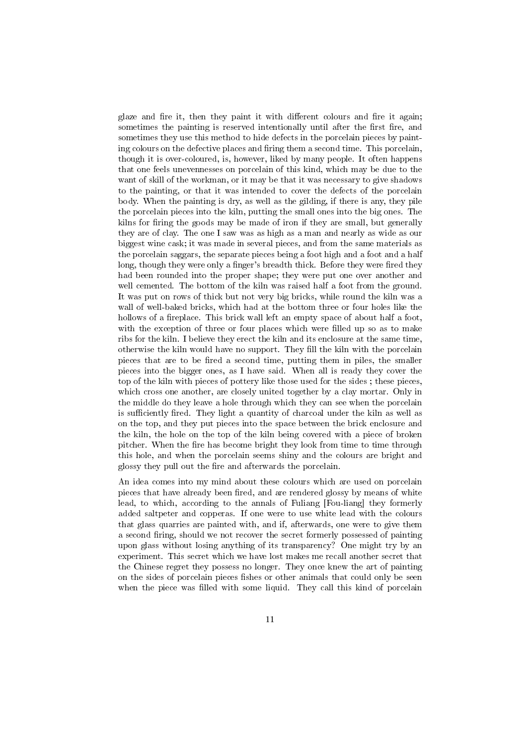glaze and fire it, then they paint it with different colours and fire it again; sometimes the painting is reserved intentionally until after the first fire, and sometimes they use this method to hide defects in the porcelain pieces by painting colours on the defective places and firing them a second time. This porcelain, though it is over-coloured, is, however, liked by many people. It often happens that one feels unevennesses on porcelain of this kind, which may be due to the want of skill of the workman, or it may be that it was necessary to give shadows to the painting, or that it was intended to cover the defects of the porcelain body. When the painting is dry, as well as the gilding, if there is any, they pile the porcelain pieces into the kiln, putting the small ones into the big ones. The kilns for firing the goods may be made of iron if they are small, but generally they are of clay. The one I saw was as high as a man and nearly as wide as our biggest wine cask; it was made in several pieces, and from the same materials as the porcelain saggars, the separate pieces being a foot high and a foot and a half long, though they were only a finger's breadth thick. Before they were fired they had been rounded into the proper shape; they were put one over another and well cemented. The bottom of the kiln was raised half a foot from the ground. It was put on rows of thick but not very big bricks, while round the kiln was a wall of well-baked bricks, which had at the bottom three or four holes like the hollows of a fireplace. This brick wall left an empty space of about half a foot, with the exception of three or four places which were filled up so as to make ribs for the kiln. I believe they erect the kiln and its enclosure at the same time, otherwise the kiln would have no support. They fill the kiln with the porcelain pieces that are to be fired a second time, putting them in piles, the smaller pieces into the bigger ones, as I have said. When all is ready they cover the top of the kiln with pieces of pottery like those used for the sides ; these pieces, which cross one another, are closely united together by a clay mortar. Only in the middle do they leave a hole through which they can see when the porcelain is sufficiently fired. They light a quantity of charcoal under the kiln as well as on the top, and they put pieces into the space between the brick enclosure and the kiln, the hole on the top of the kiln being covered with a piece of broken pitcher. When the fire has become bright they look from time to time through this hole, and when the porcelain seems shiny and the colours are bright and glossy they pull out the fire and afterwards the porcelain.

An idea comes into my mind about these colours which are used on porcelain pieces that have already been fired, and are rendered glossy by means of white lead, to which, according to the annals of Fuliang [Fou-liang] they formerly added saltpeter and copperas. If one were to use white lead with the colours that glass quarries are painted with, and if, afterwards, one were to give them a second firing, should we not recover the secret formerly possessed of painting upon glass without losing anything of its transparency? One might try by an experiment. This secret which we have lost makes me recall another secret that the Chinese regret they possess no longer. They once knew the art of painting on the sides of porcelain pieces fishes or other animals that could only be seen when the piece was filled with some liquid. They call this kind of porcelain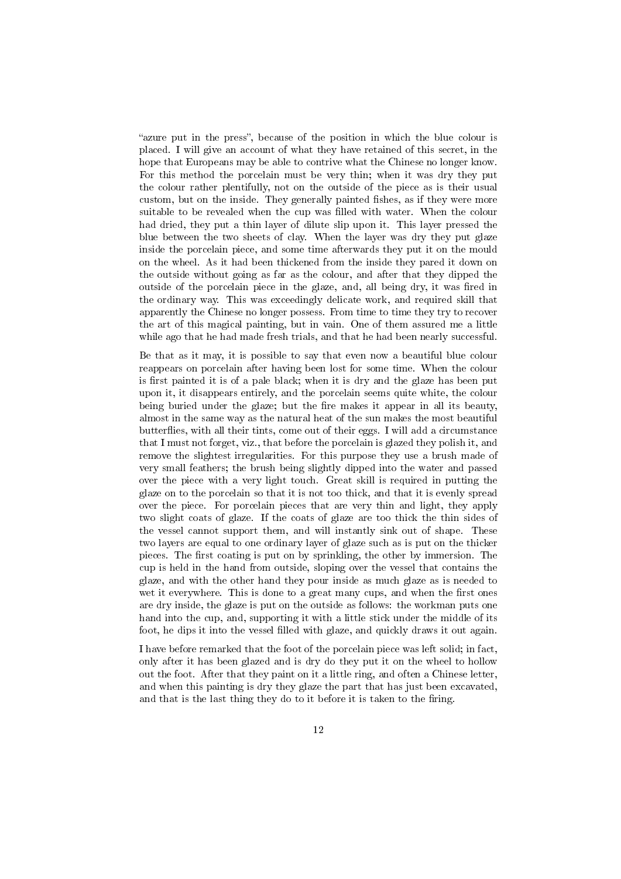"azure put in the press", because of the position in which the blue colour is placed. I will give an account of what they have retained of this secret, in the hope that Europeans may be able to contrive what the Chinese no longer know. For this method the porcelain must be very thin; when it was dry they put the colour rather plentifully, not on the outside of the piece as is their usual custom, but on the inside. They generally painted fishes, as if they were more suitable to be revealed when the cup was filled with water. When the colour had dried, they put a thin layer of dilute slip upon it. This layer pressed the blue between the two sheets of clay. When the layer was dry they put glaze inside the porcelain piece, and some time afterwards they put it on the mould on the wheel. As it had been thickened from the inside they pared it down on the outside without going as far as the colour, and after that they dipped the outside of the porcelain piece in the glaze, and, all being dry, it was fired in the ordinary way. This was exceedingly delicate work, and required skill that apparently the Chinese no longer possess. From time to time they try to recover the art of this magical painting, but in vain. One of them assured me a little while ago that he had made fresh trials, and that he had been nearly successful.

Be that as it may, it is possible to say that even now a beautiful blue colour reappears on porcelain after having been lost for some time. When the colour is first painted it is of a pale black; when it is dry and the glaze has been put upon it, it disappears entirely, and the porcelain seems quite white, the colour being buried under the glaze; but the fire makes it appear in all its beauty, almost in the same way as the natural heat of the sun makes the most beautiful butterflies, with all their tints, come out of their eggs. I will add a circumstance that I must not forget, viz., that before the porcelain is glazed they polish it, and remove the slightest irregularities. For this purpose they use a brush made of very small feathers; the brush being slightly dipped into the water and passed over the piece with a very light touch. Great skill is required in putting the glaze on to the porcelain so that it is not too thick, and that it is evenly spread over the piece. For porcelain pieces that are very thin and light, they apply two slight coats of glaze. If the coats of glaze are too thick the thin sides of the vessel cannot support them, and will instantly sink out of shape. These two layers are equal to one ordinary layer of glaze such as is put on the thicker pieces. The first coating is put on by sprinkling, the other by immersion. The cup is held in the hand from outside, sloping over the vessel that contains the glaze, and with the other hand they pour inside as much glaze as is needed to wet it everywhere. This is done to a great many cups, and when the first ones are dry inside, the glaze is put on the outside as follows: the workman puts one hand into the cup, and, supporting it with a little stick under the middle of its foot, he dips it into the vessel filled with glaze, and quickly draws it out again.

I have before remarked that the foot of the porcelain piece was left solid; in fact, only after it has been glazed and is dry do they put it on the wheel to hollow out the foot. After that they paint on it a little ring, and often a Chinese letter, and when this painting is dry they glaze the part that has just been excavated, and that is the last thing they do to it before it is taken to the firing.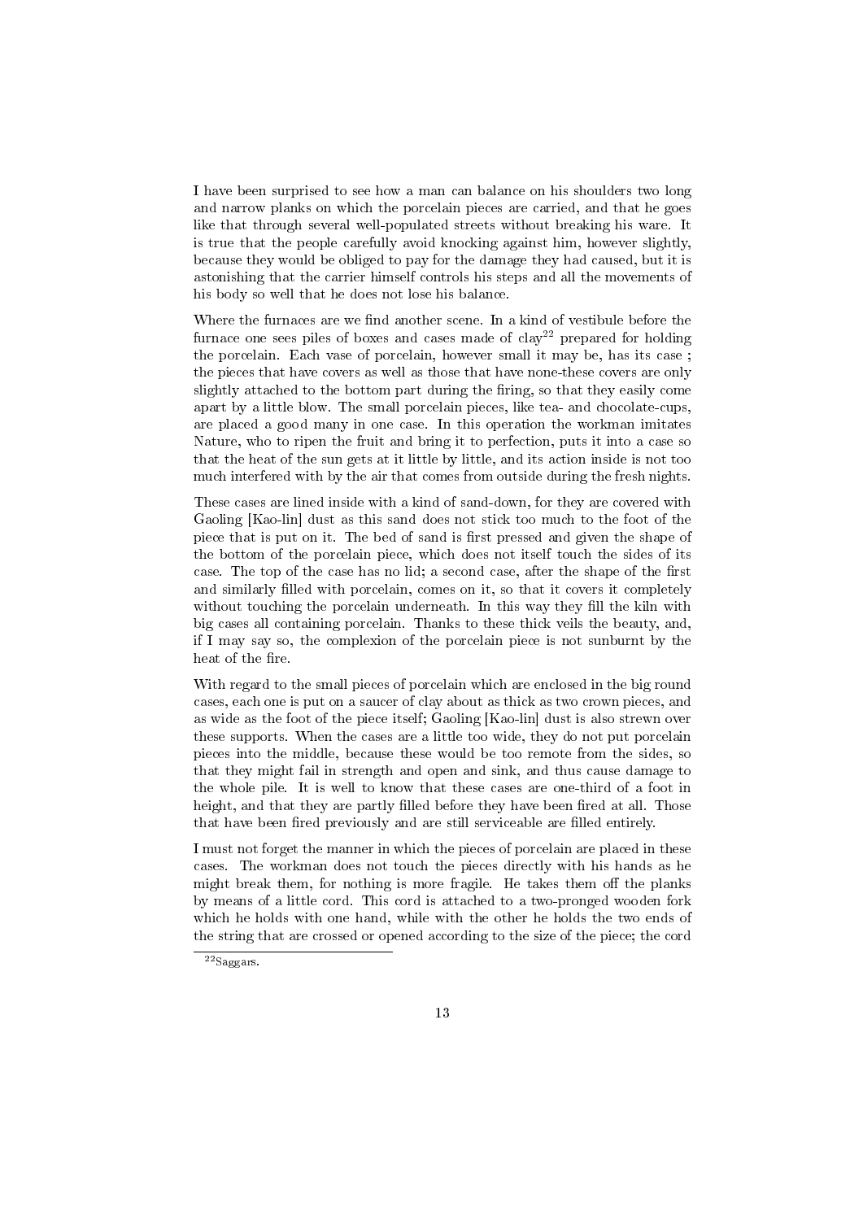I have been surprised to see how a man can balance on his shoulders two long and narrow planks on which the porcelain pieces are carried, and that he goes like that through several well-populated streets without breaking his ware. It is true that the people carefully avoid knocking against him, however slightly, because they would be obliged to pay for the damage they had caused, but it is astonishing that the carrier himself controls his steps and all the movements of his body so well that he does not lose his balance.

Where the furnaces are we find another scene. In a kind of vestibule before the furnace one sees piles of boxes and cases made of clay[22] prepared for holding the porcelain. Each vase of porcelain, however small it may be, has its case ; the pieces that have covers as well as those that have none-these covers are only slightly attached to the bottom part during the firing, so that they easily come apart by a little blow. The small porcelain pieces, like tea- and chocolate-cups, are placed a good many in one case. In this operation the workman imitates Nature, who to ripen the fruit and bring it to perfection, puts it into a case so that the heat of the sun gets at it little by little, and its action inside is not too much interfered with by the air that comes from outside during the fresh nights.

These cases are lined inside with a kind of sand-down, for they are covered with Gaoling [Kao-lin] dust as this sand does not stick too much to the foot of the piece that is put on it. The bed of sand is first pressed and given the shape of the bottom of the porcelain piece, which does not itself touch the sides of its case. The top of the case has no lid; a second case, after the shape of the first and similarly filled with porcelain, comes on it, so that it covers it completely without touching the porcelain underneath. In this way they fill the kiln with big cases all containing porcelain. Thanks to these thick veils the beauty, and, if I may say so, the complexion of the porcelain piece is not sunburnt by the heat of the fire.

With regard to the small pieces of porcelain which are enclosed in the big round cases, each one is put on a saucer of clay about as thick as two crown pieces, and as wide as the foot of the piece itself; Gaoling [Kao-lin] dust is also strewn over these supports. When the cases are a little too wide, they do not put porcelain pieces into the middle, because these would be too remote from the sides, so that they might fail in strength and open and sink, and thus cause damage to the whole pile. It is well to know that these cases are one-third of a foot in height, and that they are partly filled before they have been fired at all. Those that have been fired previously and are still serviceable are filled entirely.

I must not forget the manner in which the pieces of porcelain are placed in these cases. The workman does not touch the pieces directly with his hands as he might break them, for nothing is more fragile. He takes them off the planks by means of a little cord. This cord is attached to a two-pronged wooden fork which he holds with one hand, while with the other he holds the two ends of the string that are crossed or opened according to the size of the piece; the cord

[22] Saggars.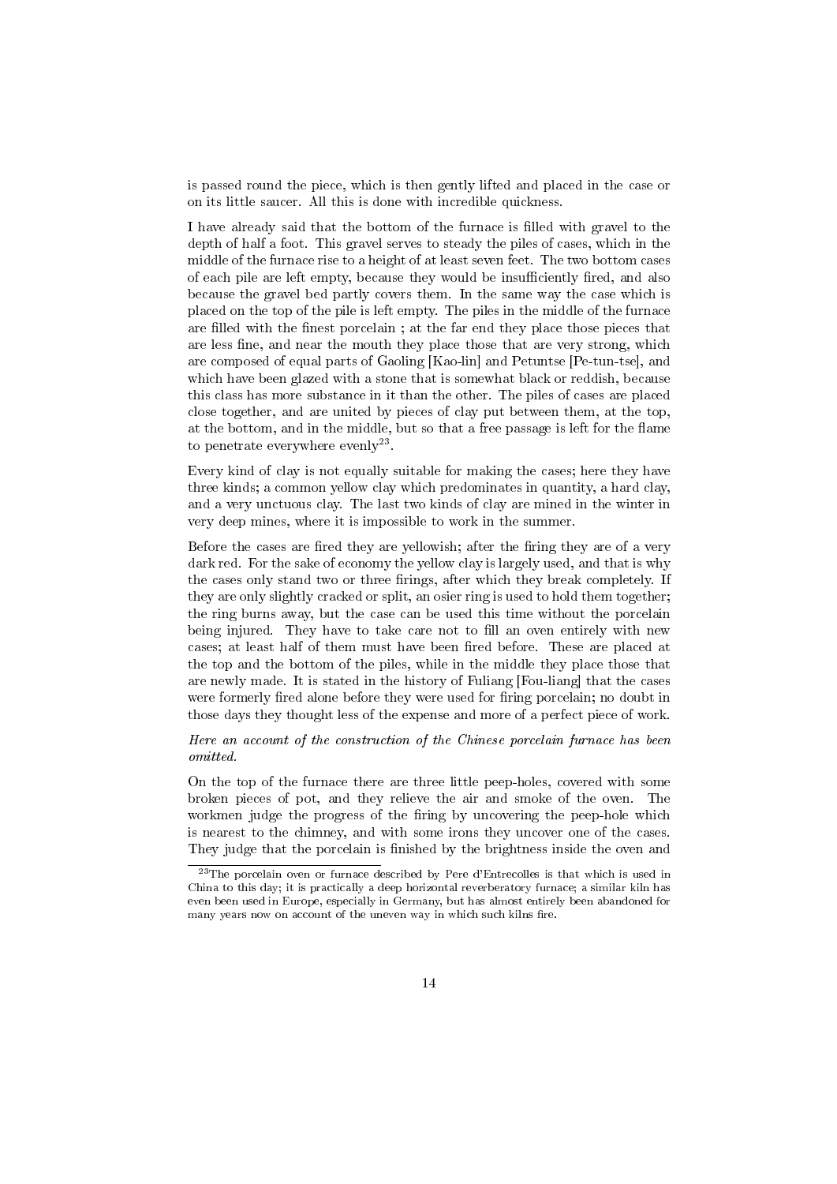is passed round the piece, which is then gently lifted and placed in the case or on its little saucer. All this is done with incredible quickness.

I have already said that the bottom of the furnace is filled with gravel to the depth of half a foot. This gravel serves to steady the piles of cases, which in the middle of the furnace rise to a height of at least seven feet. The two bottom cases of each pile are left empty, because they would be insufficiently fired, and also because the gravel bed partly covers them. In the same way the case which is placed on the top of the pile is left empty. The piles in the middle of the furnace are filled with the finest porcelain ; at the far end they place those pieces that are less fine, and near the mouth they place those that are very strong, which are composed of equal parts of Gaoling [Kao-lin] and Petuntse [Pe-tun-tse], and which have been glazed with a stone that is somewhat black or reddish, because this class has more substance in it than the other. The piles of cases are placed close together, and are united by pieces of clay put between them, at the top, at the bottom, and in the middle, but so that a free passage is left for the flame to penetrate everywhere evenly[23].

Every kind of clay is not equally suitable for making the cases; here they have three kinds; a common yellow clay which predominates in quantity, a hard clay, and a very unctuous clay. The last two kinds of clay are mined in the winter in very deep mines, where it is impossible to work in the summer.

Before the cases are fired they are yellowish; after the firing they are of a very dark red. For the sake of economy the yellow clay is largely used, and that is why the cases only stand two or three firings, after which they break completely. If they are only slightly cracked or split, an osier ring is used to hold them together; the ring burns away, but the case can be used this time without the porcelain being injured. They have to take care not to fill an oven entirely with new cases; at least half of them must have been fired before. These are placed at the top and the bottom of the piles, while in the middle they place those that are newly made. It is stated in the history of Fuliang [Fou-liang] that the cases were formerly fired alone before they were used for firing porcelain; no doubt in those days they thought less of the expense and more of a perfect piece of work.

*Here an account of the construction of the Chinese porcelain furnace has been omitted.*

On the top of the furnace there are three little peep-holes, covered with some broken pieces of pot, and they relieve the air and smoke of the oven. The workmen judge the progress of the firing by uncovering the peep-hole which is nearest to the chimney, and with some irons they uncover one of the cases. They judge that the porcelain is finished by the brightness inside the oven and

[23] The porcelain oven or furnace described by Pere d'Entrecolles is that which is used in China to this day; it is practically a deep horizontal reverberatory furnace; a similar kiln has even been used in Europe, especially in Germany, but has almost entirely been abandoned for many years now on account of the uneven way in which such kilns fire.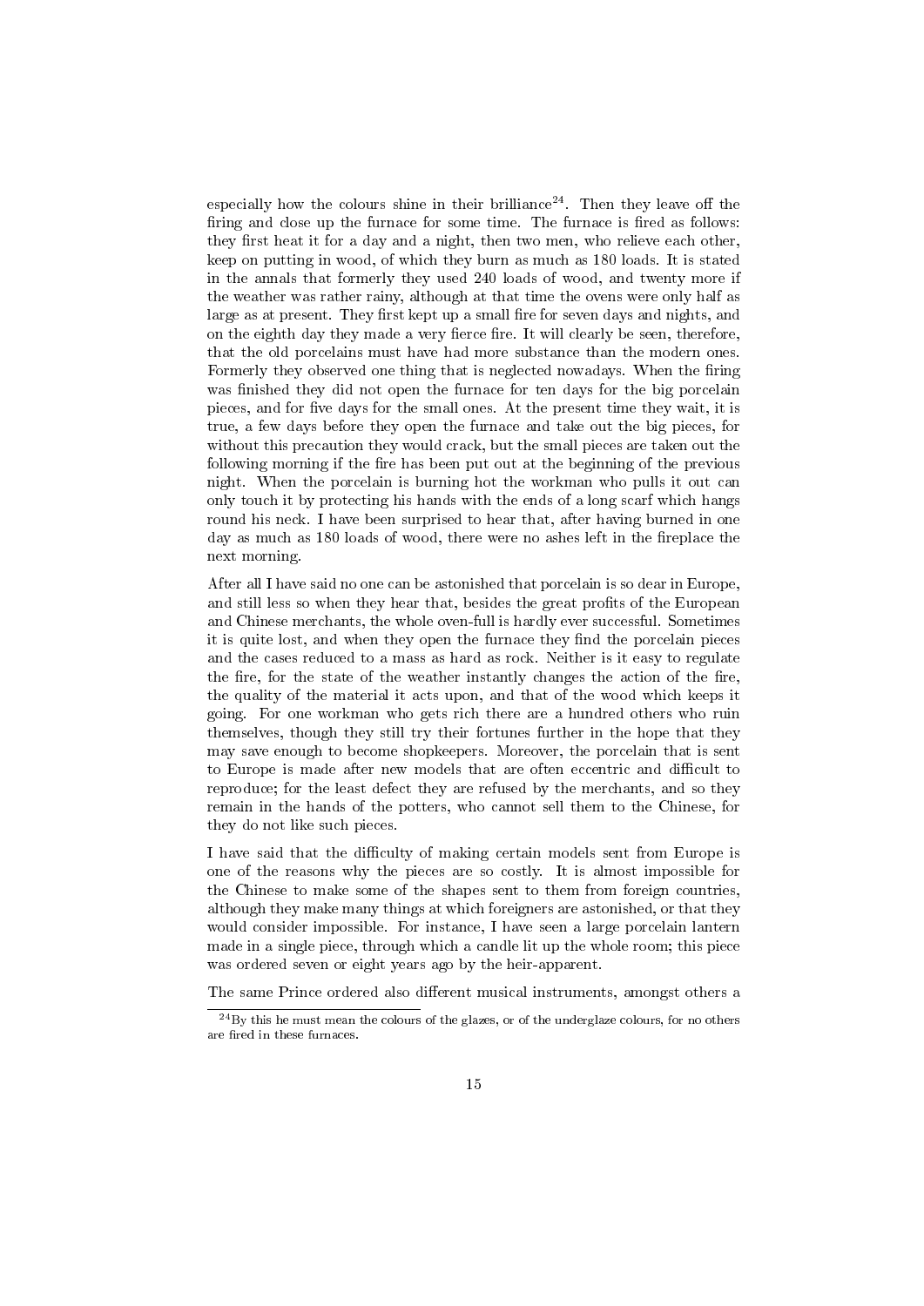especially how the colours shine in their brilliance[24]. Then they leave off the firing and close up the furnace for some time. The furnace is fired as follows: they first heat it for a day and a night, then two men, who relieve each other, keep on putting in wood, of which they burn as much as 180 loads. It is stated in the annals that formerly they used 240 loads of wood, and twenty more if the weather was rather rainy, although at that time the ovens were only half as large as at present. They first kept up a small fire for seven days and nights, and on the eighth day they made a very fierce fire. It will clearly be seen, therefore, that the old porcelains must have had more substance than the modern ones. Formerly they observed one thing that is neglected nowadays. When the firing was finished they did not open the furnace for ten days for the big porcelain pieces, and for five days for the small ones. At the present time they wait, it is true, a few days before they open the furnace and take out the big pieces, for without this precaution they would crack, but the small pieces are taken out the following morning if the fire has been put out at the beginning of the previous night. When the porcelain is burning hot the workman who pulls it out can only touch it by protecting his hands with the ends of a long scarf which hangs round his neck. I have been surprised to hear that, after having burned in one day as much as 180 loads of wood, there were no ashes left in the fireplace the next morning.

After all I have said no one can be astonished that porcelain is so dear in Europe, and still less so when they hear that, besides the great profits of the European and Chinese merchants, the whole oven-full is hardly ever successful. Sometimes it is quite lost, and when they open the furnace they find the porcelain pieces and the cases reduced to a mass as hard as rock. Neither is it easy to regulate the fire, for the state of the weather instantly changes the action of the fire, the quality of the material it acts upon, and that of the wood which keeps it going. For one workman who gets rich there are a hundred others who ruin themselves, though they still try their fortunes further in the hope that they may save enough to become shopkeepers. Moreover, the porcelain that is sent to Europe is made after new models that are often eccentric and difficult to reproduce; for the least defect they are refused by the merchants, and so they remain in the hands of the potters, who cannot sell them to the Chinese, for they do not like such pieces.

I have said that the difficulty of making certain models sent from Europe is one of the reasons why the pieces are so costly. It is almost impossible for the Chinese to make some of the shapes sent to them from foreign countries, although they make many things at which foreigners are astonished, or that they would consider impossible. For instance, I have seen a large porcelain lantern made in a single piece, through which a candle lit up the whole room; this piece was ordered seven or eight years ago by the heir-apparent.

The same Prince ordered also different musical instruments, amongst others a

[24] By this he must mean the colours of the glazes, or of the underglaze colours, for no others are fired in these furnaces.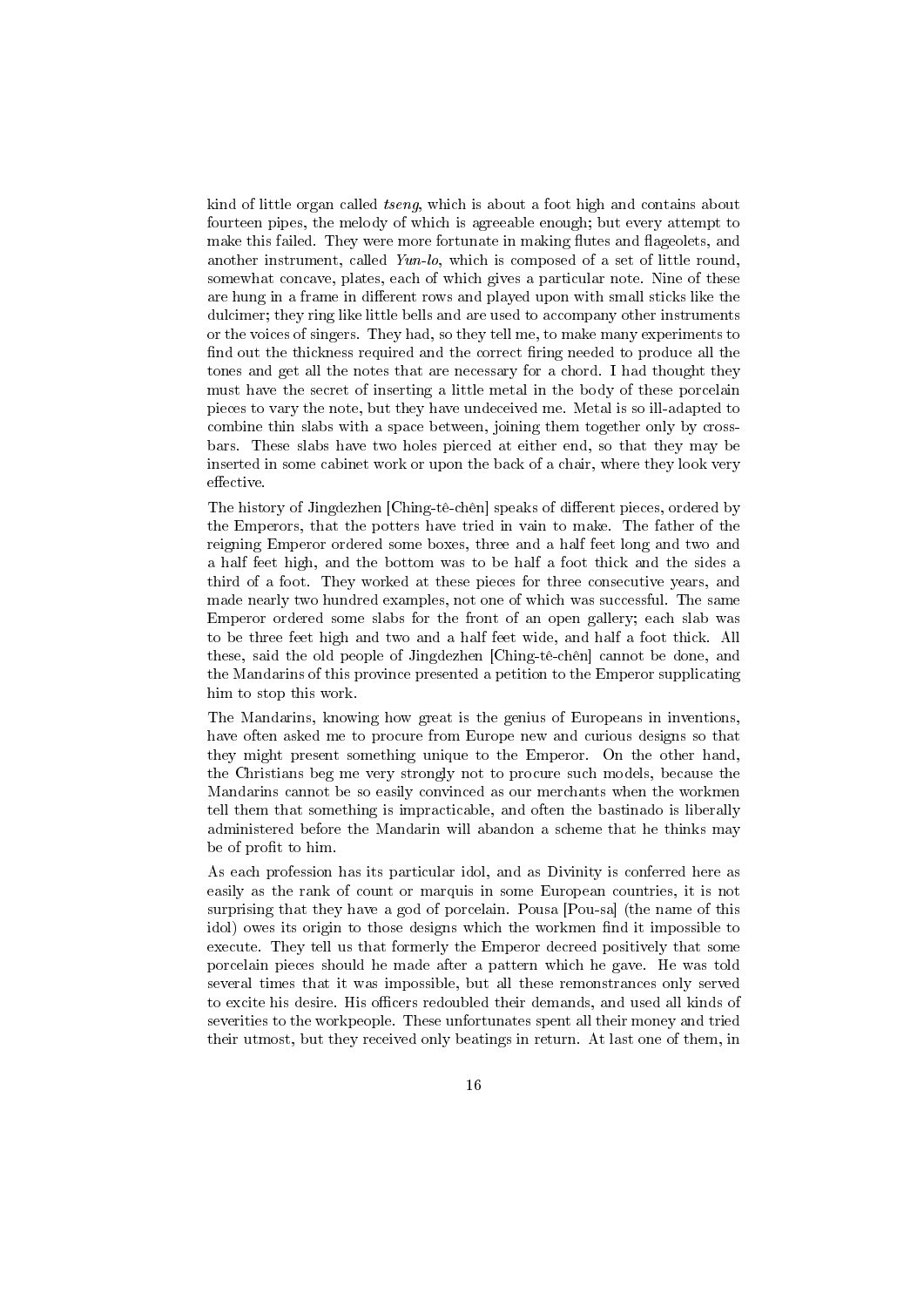kind of little organ called *tseng*, which is about a foot high and contains about fourteen pipes, the melody of which is agreeable enough; but every attempt to make this failed. They were more fortunate in making flutes and flageolets, and another instrument, called *Yun-lo*, which is composed of a set of little round, somewhat concave, plates, each of which gives a particular note. Nine of these are hung in a frame in different rows and played upon with small sticks like the dulcimer; they ring like little bells and are used to accompany other instruments or the voices of singers. They had, so they tell me, to make many experiments to find out the thickness required and the correct firing needed to produce all the tones and get all the notes that are necessary for a chord. I had thought they must have the secret of inserting a little metal in the body of these porcelain pieces to vary the note, but they have undeceived me. Metal is so ill-adapted to combine thin slabs with a space between, joining them together only by cross-bars. These slabs have two holes pierced at either end, so that they may be inserted in some cabinet work or upon the back of a chair, where they look very effective.

The history of Jingdezhen [Ching-tê-chên] speaks of different pieces, ordered by the Emperors, that the potters have tried in vain to make. The father of the reigning Emperor ordered some boxes, three and a half feet long and two and a half feet high, and the bottom was to be half a foot thick and the sides a third of a foot. They worked at these pieces for three consecutive years, and made nearly two hundred examples, not one of which was successful. The same Emperor ordered some slabs for the front of an open gallery; each slab was to be three feet high and two and a half feet wide, and half a foot thick. All these, said the old people of Jingdezhen [Ching-tê-chên] cannot be done, and the Mandarins of this province presented a petition to the Emperor supplicating him to stop this work.

The Mandarins, knowing how great is the genius of Europeans in inventions, have often asked me to procure from Europe new and curious designs so that they might present something unique to the Emperor. On the other hand, the Christians beg me very strongly not to procure such models, because the Mandarins cannot be so easily convinced as our merchants when the workmen tell them that something is impracticable, and often the bastinado is liberally administered before the Mandarin will abandon a scheme that he thinks may be of profit to him.

As each profession has its particular idol, and as Divinity is conferred here as easily as the rank of count or marquis in some European countries, it is not surprising that they have a god of porcelain. Pousa [Pou-sa] (the name of this idol) owes its origin to those designs which the workmen find it impossible to execute. They tell us that formerly the Emperor decreed positively that some porcelain pieces should he made after a pattern which he gave. He was told several times that it was impossible, but all these remonstrances only served to excite his desire. His officers redoubled their demands, and used all kinds of severities to the workpeople. These unfortunates spent all their money and tried their utmost, but they received only beatings in return. At last one of them, in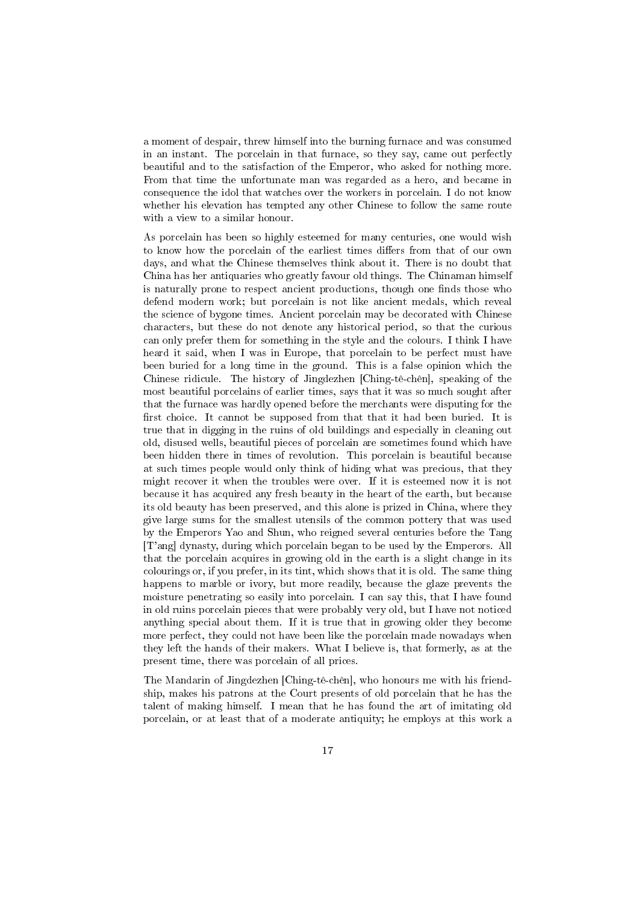a moment of despair, threw himself into the burning furnace and was consumed in an instant. The porcelain in that furnace, so they say, came out perfectly beautiful and to the satisfaction of the Emperor, who asked for nothing more. From that time the unfortunate man was regarded as a hero, and became in consequence the idol that watches over the workers in porcelain. I do not know whether his elevation has tempted any other Chinese to follow the same route with a view to a similar honour.

As porcelain has been so highly esteemed for many centuries, one would wish to know how the porcelain of the earliest times differs from that of our own days, and what the Chinese themselves think about it. There is no doubt that China has her antiquaries who greatly favour old things. The Chinaman himself is naturally prone to respect ancient productions, though one finds those who defend modern work; but porcelain is not like ancient medals, which reveal the science of bygone times. Ancient porcelain may be decorated with Chinese characters, but these do not denote any historical period, so that the curious can only prefer them for something in the style and the colours. I think I have heard it said, when I was in Europe, that porcelain to be perfect must have been buried for a long time in the ground. This is a false opinion which the Chinese ridicule. The history of Jingdezhen [Ching-tê-chên], speaking of the most beautiful porcelains of earlier times, says that it was so much sought after that the furnace was hardly opened before the merchants were disputing for the first choice. It cannot be supposed from that that it had been buried. It is true that in digging in the ruins of old buildings and especially in cleaning out old, disused wells, beautiful pieces of porcelain are sometimes found which have been hidden there in times of revolution. This porcelain is beautiful because at such times people would only think of hiding what was precious, that they might recover it when the troubles were over. If it is esteemed now it is not because it has acquired any fresh beauty in the heart of the earth, but because its old beauty has been preserved, and this alone is prized in China, where they give large sums for the smallest utensils of the common pottery that was used by the Emperors Yao and Shun, who reigned several centuries before the Tang [T'ang] dynasty, during which porcelain began to be used by the Emperors. All that the porcelain acquires in growing old in the earth is a slight change in its colourings or, if you prefer, in its tint, which shows that it is old. The same thing happens to marble or ivory, but more readily, because the glaze prevents the moisture penetrating so easily into porcelain. I can say this, that I have found in old ruins porcelain pieces that were probably very old, but I have not noticed anything special about them. If it is true that in growing older they become more perfect, they could not have been like the porcelain made nowadays when they left the hands of their makers. What I believe is, that formerly, as at the present time, there was porcelain of all prices.

The Mandarin of Jingdezhen [Ching-tê-chên], who honours me with his friendship, makes his patrons at the Court presents of old porcelain that he has the talent of making himself. I mean that he has found the art of imitating old porcelain, or at least that of a moderate antiquity; he employs at this work a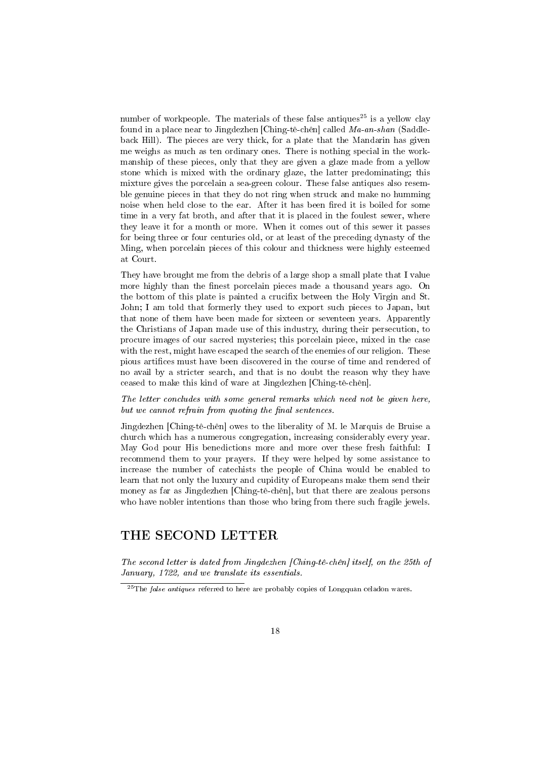number of workpeople. The materials of these false antiques[25] is a yellow clay found in a place near to Jingdezhen [Ching-tê-chên] called *Ma-an-shan* (Saddle-back Hill). The pieces are very thick, for a plate that the Mandarin has given me weighs as much as ten ordinary ones. There is nothing special in the workmanship of these pieces, only that they are given a glaze made from a yellow stone which is mixed with the ordinary glaze, the latter predominating; this mixture gives the porcelain a sea-green colour. These false antiques also resemble genuine pieces in that they do not ring when struck and make no humming noise when held close to the ear. After it has been fired it is boiled for some time in a very fat broth, and after that it is placed in the foulest sewer, where they leave it for a month or more. When it comes out of this sewer it passes for being three or four centuries old, or at least of the preceding dynasty of the Ming, when porcelain pieces of this colour and thickness were highly esteemed at Court.

They have brought me from the debris of a large shop a small plate that I value more highly than the finest porcelain pieces made a thousand years ago. On the bottom of this plate is painted a crucifix between the Holy Virgin and St. John; I am told that formerly they used to export such pieces to Japan, but that none of them have been made for sixteen or seventeen years. Apparently the Christians of Japan made use of this industry, during their persecution, to procure images of our sacred mysteries; this porcelain piece, mixed in the case with the rest, might have escaped the search of the enemies of our religion. These pious artifices must have been discovered in the course of time and rendered of no avail by a stricter search, and that is no doubt the reason why they have ceased to make this kind of ware at Jingdezhen [Ching-tê-chên].

*The letter concludes with some general remarks which need not be given here, but we cannot refrain from quoting the final sentences.*

Jingdezhen [Ching-tê-chên] owes to the liberality of M. le Marquis de Bruise a church which has a numerous congregation, increasing considerably every year. May God pour His benedictions more and more over these fresh faithful: I recommend them to your prayers. If they were helped by some assistance to increase the number of catechists the people of China would be enabled to learn that not only the luxury and cupidity of Europeans make them send their money as far as Jingdezhen [Ching-tê-chên], but that there are zealous persons who have nobler intentions than those who bring from there such fragile jewels.

## THE SECOND LETTER

*The second letter is dated from Jingdezhen [Ching-tê-chên] itself, on the 25th of January, 1722, and we translate its essentials.*

[25] The *false antiques* referred to here are probably copies of Longquan celadon wares.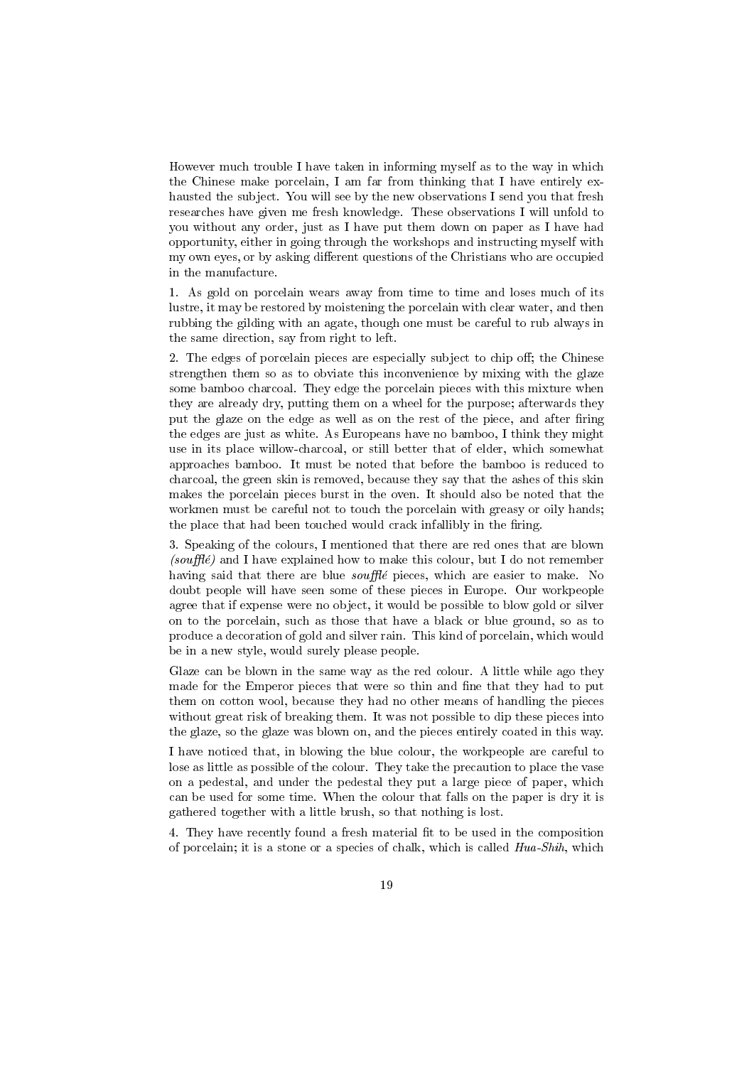However much trouble I have taken in informing myself as to the way in which the Chinese make porcelain, I am far from thinking that I have entirely exhausted the subject. You will see by the new observations I send you that fresh researches have given me fresh knowledge. These observations I will unfold to you without any order, just as I have put them down on paper as I have had opportunity, either in going through the workshops and instructing myself with my own eyes, or by asking different questions of the Christians who are occupied in the manufacture.

1. As gold on porcelain wears away from time to time and loses much of its lustre, it may be restored by moistening the porcelain with clear water, and then rubbing the gilding with an agate, though one must be careful to rub always in the same direction, say from right to left.

2. The edges of porcelain pieces are especially subject to chip off; the Chinese strengthen them so as to obviate this inconvenience by mixing with the glaze some bamboo charcoal. They edge the porcelain pieces with this mixture when they are already dry, putting them on a wheel for the purpose; afterwards they put the glaze on the edge as well as on the rest of the piece, and after firing the edges are just as white. As Europeans have no bamboo, I think they might use in its place willow-charcoal, or still better that of elder, which somewhat approaches bamboo. It must be noted that before the bamboo is reduced to charcoal, the green skin is removed, because they say that the ashes of this skin makes the porcelain pieces burst in the oven. It should also be noted that the workmen must be careful not to touch the porcelain with greasy or oily hands; the place that had been touched would crack infallibly in the firing.

3. Speaking of the colours, I mentioned that there are red ones that are blown *(soufflé)* and I have explained how to make this colour, but I do not remember having said that there are blue *soufflé* pieces, which are easier to make. No doubt people will have seen some of these pieces in Europe. Our workpeople agree that if expense were no object, it would be possible to blow gold or silver on to the porcelain, such as those that have a black or blue ground, so as to produce a decoration of gold and silver rain. This kind of porcelain, which would be in a new style, would surely please people.

Glaze can be blown in the same way as the red colour. A little while ago they made for the Emperor pieces that were so thin and fine that they had to put them on cotton wool, because they had no other means of handling the pieces without great risk of breaking them. It was not possible to dip these pieces into the glaze, so the glaze was blown on, and the pieces entirely coated in this way.

I have noticed that, in blowing the blue colour, the workpeople are careful to lose as little as possible of the colour. They take the precaution to place the vase on a pedestal, and under the pedestal they put a large piece of paper, which can be used for some time. When the colour that falls on the paper is dry it is gathered together with a little brush, so that nothing is lost.

4. They have recently found a fresh material fit to be used in the composition of porcelain; it is a stone or a species of chalk, which is called *Hua-Shih*, which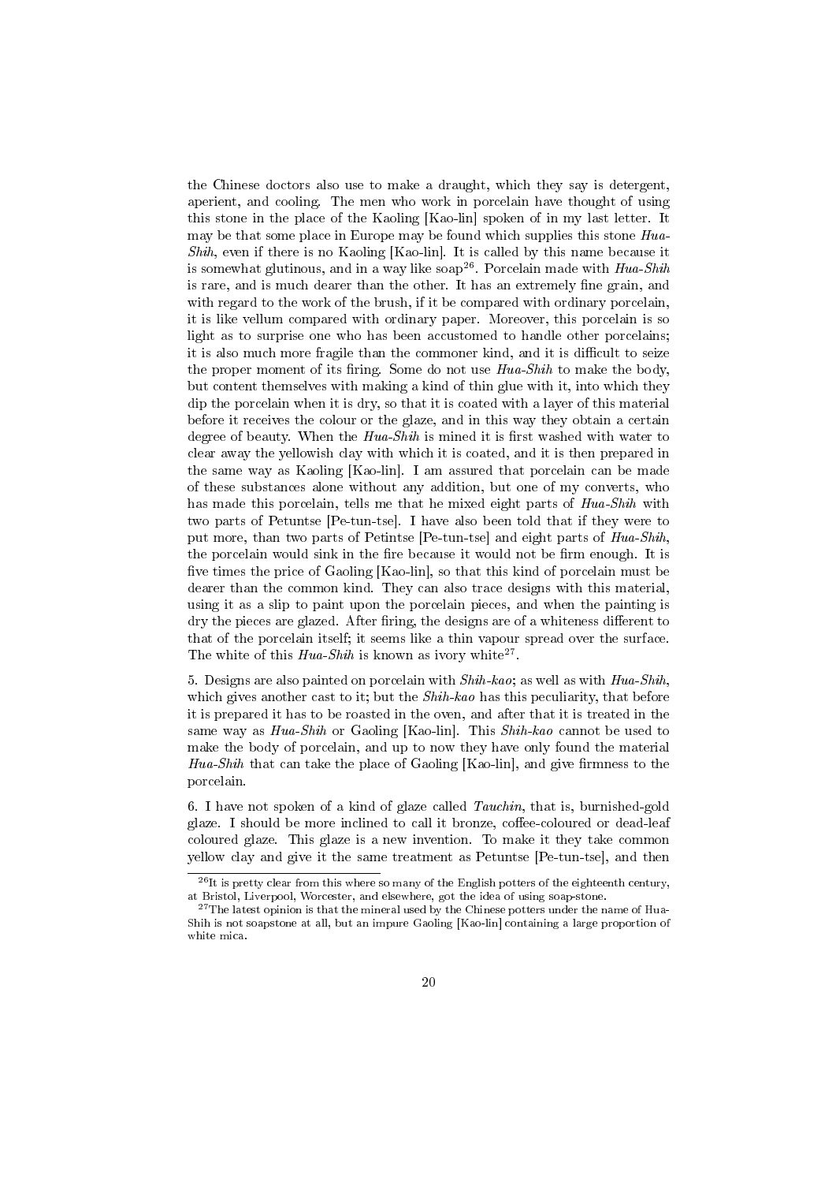the Chinese doctors also use to make a draught, which they say is detergent, aperient, and cooling. The men who work in porcelain have thought of using this stone in the place of the Kaoling [Kao-lin] spoken of in my last letter. It may be that some place in Europe may be found which supplies this stone *Hua-Shih*, even if there is no Kaoling [Kao-lin]. It is called by this name because it is somewhat glutinous, and in a way like soap[26]. Porcelain made with *Hua-Shih* is rare, and is much dearer than the other. It has an extremely fine grain, and with regard to the work of the brush, if it be compared with ordinary porcelain, it is like vellum compared with ordinary paper. Moreover, this porcelain is so light as to surprise one who has been accustomed to handle other porcelains; it is also much more fragile than the commoner kind, and it is difficult to seize the proper moment of its firing. Some do not use *Hua-Shih* to make the body, but content themselves with making a kind of thin glue with it, into which they dip the porcelain when it is dry, so that it is coated with a layer of this material before it receives the colour or the glaze, and in this way they obtain a certain degree of beauty. When the *Hua-Shih* is mined it is first washed with water to clear away the yellowish clay with which it is coated, and it is then prepared in the same way as Kaoling [Kao-lin]. I am assured that porcelain can be made of these substances alone without any addition, but one of my converts, who has made this porcelain, tells me that he mixed eight parts of *Hua-Shih* with two parts of Petuntse [Pe-tun-tse]. I have also been told that if they were to put more, than two parts of Petintse [Pe-tun-tse] and eight parts of *Hua-Shih*, the porcelain would sink in the fire because it would not be firm enough. It is five times the price of Gaoling [Kao-lin], so that this kind of porcelain must be dearer than the common kind. They can also trace designs with this material, using it as a slip to paint upon the porcelain pieces, and when the painting is dry the pieces are glazed. After firing, the designs are of a whiteness different to that of the porcelain itself; it seems like a thin vapour spread over the surface. The white of this *Hua-Shih* is known as ivory white[27].

5. Designs are also painted on porcelain with *Shih-kao*; as well as with *Hua-Shih*, which gives another cast to it; but the *Shih-kao* has this peculiarity, that before it is prepared it has to be roasted in the oven, and after that it is treated in the same way as *Hua-Shih* or Gaoling [Kao-lin]. This *Shih-kao* cannot be used to make the body of porcelain, and up to now they have only found the material *Hua-Shih* that can take the place of Gaoling [Kao-lin], and give firmness to the porcelain.

6. I have not spoken of a kind of glaze called *Tauchin*, that is, burnished-gold glaze. I should be more inclined to call it bronze, coffee-coloured or dead-leaf coloured glaze. This glaze is a new invention. To make it they take common yellow clay and give it the same treatment as Petuntse [Pe-tun-tse], and then

---

[26] It is pretty clear from this where so many of the English potters of the eighteenth century, at Bristol, Liverpool, Worcester, and elsewhere, got the idea of using soap-stone.

[27] The latest opinion is that the mineral used by the Chinese potters under the name of Hua-Shih is not soapstone at all, but an impure Gaoling [Kao-lin] containing a large proportion of white mica.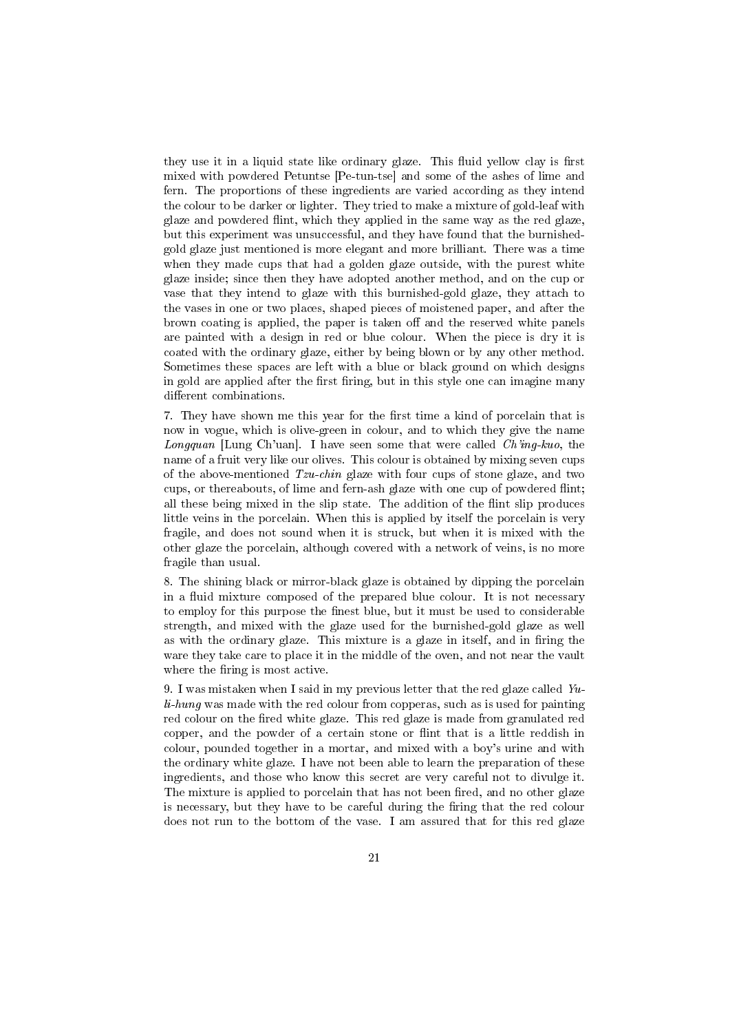they use it in a liquid state like ordinary glaze. This fluid yellow clay is first mixed with powdered Petuntse [Pe-tun-tse] and some of the ashes of lime and fern. The proportions of these ingredients are varied according as they intend the colour to be darker or lighter. They tried to make a mixture of gold-leaf with glaze and powdered flint, which they applied in the same way as the red glaze, but this experiment was unsuccessful, and they have found that the burnished-gold glaze just mentioned is more elegant and more brilliant. There was a time when they made cups that had a golden glaze outside, with the purest white glaze inside; since then they have adopted another method, and on the cup or vase that they intend to glaze with this burnished-gold glaze, they attach to the vases in one or two places, shaped pieces of moistened paper, and after the brown coating is applied, the paper is taken off and the reserved white panels are painted with a design in red or blue colour. When the piece is dry it is coated with the ordinary glaze, either by being blown or by any other method. Sometimes these spaces are left with a blue or black ground on which designs in gold are applied after the first firing, but in this style one can imagine many different combinations.

7. They have shown me this year for the first time a kind of porcelain that is now in vogue, which is olive-green in colour, and to which they give the name *Longquan* [Lung Ch'uan]. I have seen some that were called *Ch'ing-kuo*, the name of a fruit very like our olives. This colour is obtained by mixing seven cups of the above-mentioned *Tzu-chin* glaze with four cups of stone glaze, and two cups, or thereabouts, of lime and fern-ash glaze with one cup of powdered flint; all these being mixed in the slip state. The addition of the flint slip produces little veins in the porcelain. When this is applied by itself the porcelain is very fragile, and does not sound when it is struck, but when it is mixed with the other glaze the porcelain, although covered with a network of veins, is no more fragile than usual.

8. The shining black or mirror-black glaze is obtained by dipping the porcelain in a fluid mixture composed of the prepared blue colour. It is not necessary to employ for this purpose the finest blue, but it must be used to considerable strength, and mixed with the glaze used for the burnished-gold glaze as well as with the ordinary glaze. This mixture is a glaze in itself, and in firing the ware they take care to place it in the middle of the oven, and not near the vault where the firing is most active.

9. I was mistaken when I said in my previous letter that the red glaze called *Yu-li-hung* was made with the red colour from copperas, such as is used for painting red colour on the fired white glaze. This red glaze is made from granulated red copper, and the powder of a certain stone or flint that is a little reddish in colour, pounded together in a mortar, and mixed with a boy's urine and with the ordinary white glaze. I have not been able to learn the preparation of these ingredients, and those who know this secret are very careful not to divulge it. The mixture is applied to porcelain that has not been fired, and no other glaze is necessary, but they have to be careful during the firing that the red colour does not run to the bottom of the vase. I am assured that for this red glaze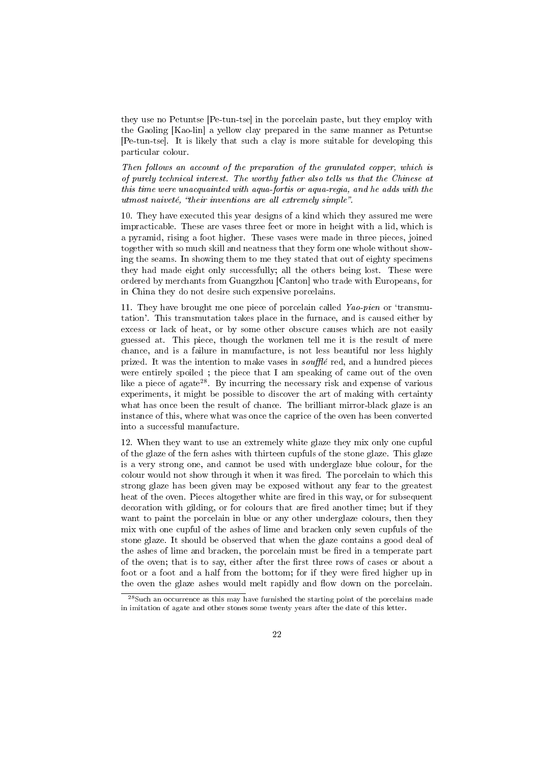they use no Petuntse [Pe-tun-tse] in the porcelain paste, but they employ with the Gaoling [Kao-lin] a yellow clay prepared in the same manner as Petuntse [Pe-tun-tse]. It is likely that such a clay is more suitable for developing this particular colour.

*Then follows an account of the preparation of the granulated copper, which is of purely technical interest. The worthy father also tells us that the Chinese at this time were unacquainted with aqua-fortis or aqua-regia, and he adds with the utmost naiveté, "their inventions are all extremely simple".*

10. They have executed this year designs of a kind which they assured me were impracticable. These are vases three feet or more in height with a lid, which is a pyramid, rising a foot higher. These vases were made in three pieces, joined together with so much skill and neatness that they form one whole without showing the seams. In showing them to me they stated that out of eighty specimens they had made eight only successfully; all the others being lost. These were ordered by merchants from Guangzhou [Canton] who trade with Europeans, for in China they do not desire such expensive porcelains.

11. They have brought me one piece of porcelain called *Yao-pien* or 'transmutation'. This transmutation takes place in the furnace, and is caused either by excess or lack of heat, or by some other obscure causes which are not easily guessed at. This piece, though the workmen tell me it is the result of mere chance, and is a failure in manufacture, is not less beautiful nor less highly prized. It was the intention to make vases in *soufflé* red, and a hundred pieces were entirely spoiled ; the piece that I am speaking of came out of the oven like a piece of agate[28]. By incurring the necessary risk and expense of various experiments, it might be possible to discover the art of making with certainty what has once been the result of chance. The brilliant mirror-black glaze is an instance of this, where what was once the caprice of the oven has been converted into a successful manufacture.

12. When they want to use an extremely white glaze they mix only one cupful of the glaze of the fern ashes with thirteen cupfuls of the stone glaze. This glaze is a very strong one, and cannot be used with underglaze blue colour, for the colour would not show through it when it was fired. The porcelain to which this strong glaze has been given may be exposed without any fear to the greatest heat of the oven. Pieces altogether white are fired in this way, or for subsequent decoration with gilding, or for colours that are fired another time; but if they want to paint the porcelain in blue or any other underglaze colours, then they mix with one cupful of the ashes of lime and bracken only seven cupfuls of the stone glaze. It should be observed that when the glaze contains a good deal of the ashes of lime and bracken, the porcelain must be fired in a temperate part of the oven; that is to say, either after the first three rows of cases or about a foot or a foot and a half from the bottom; for if they were fired higher up in the oven the glaze ashes would melt rapidly and flow down on the porcelain.

[28] Such an occurrence as this may have furnished the starting point of the porcelains made in imitation of agate and other stones some twenty years after the date of this letter.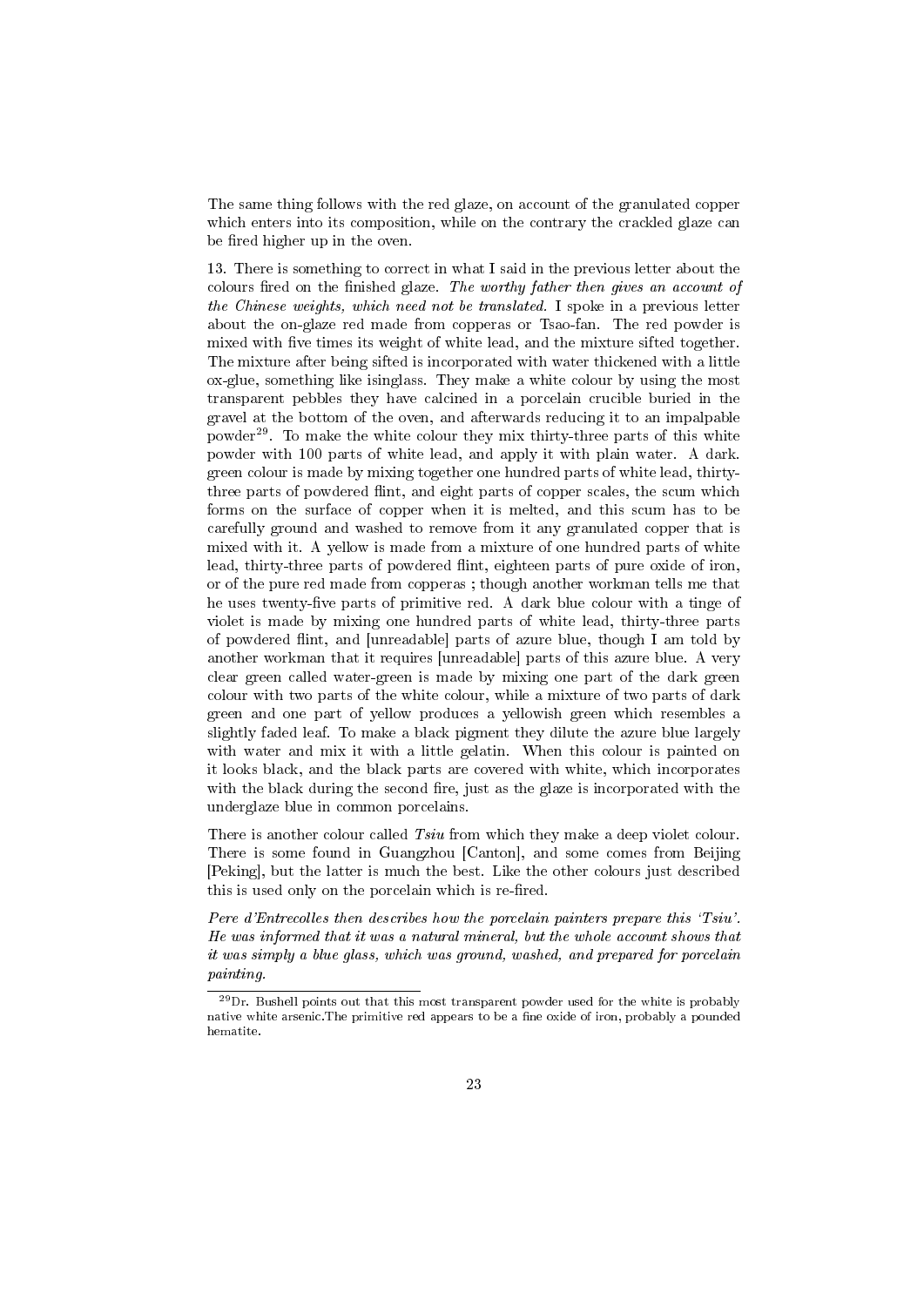The same thing follows with the red glaze, on account of the granulated copper which enters into its composition, while on the contrary the crackled glaze can be fired higher up in the oven.

13. There is something to correct in what I said in the previous letter about the colours fired on the finished glaze. *The worthy father then gives an account of the Chinese weights, which need not be translated.* I spoke in a previous letter about the on-glaze red made from copperas or Tsao-fan. The red powder is mixed with five times its weight of white lead, and the mixture sifted together. The mixture after being sifted is incorporated with water thickened with a little ox-glue, something like isinglass. They make a white colour by using the most transparent pebbles they have calcined in a porcelain crucible buried in the gravel at the bottom of the oven, and afterwards reducing it to an impalpable powder[29]. To make the white colour they mix thirty-three parts of this white powder with 100 parts of white lead, and apply it with plain water. A dark. green colour is made by mixing together one hundred parts of white lead, thirty-three parts of powdered flint, and eight parts of copper scales, the scum which forms on the surface of copper when it is melted, and this scum has to be carefully ground and washed to remove from it any granulated copper that is mixed with it. A yellow is made from a mixture of one hundred parts of white lead, thirty-three parts of powdered flint, eighteen parts of pure oxide of iron, or of the pure red made from copperas ; though another workman tells me that he uses twenty-five parts of primitive red. A dark blue colour with a tinge of violet is made by mixing one hundred parts of white lead, thirty-three parts of powdered flint, and [unreadable] parts of azure blue, though I am told by another workman that it requires [unreadable] parts of this azure blue. A very clear green called water-green is made by mixing one part of the dark green colour with two parts of the white colour, while a mixture of two parts of dark green and one part of yellow produces a yellowish green which resembles a slightly faded leaf. To make a black pigment they dilute the azure blue largely with water and mix it with a little gelatin. When this colour is painted on it looks black, and the black parts are covered with white, which incorporates with the black during the second fire, just as the glaze is incorporated with the underglaze blue in common porcelains.

There is another colour called *Tsiu* from which they make a deep violet colour. There is some found in Guangzhou [Canton], and some comes from Beijing [Peking], but the latter is much the best. Like the other colours just described this is used only on the porcelain which is re-fired.

*Pere d'Entrecolles then describes how the porcelain painters prepare this 'Tsiu'. He was informed that it was a natural mineral, but the whole account shows that it was simply a blue glass, which was ground, washed, and prepared for porcelain painting.*

---

[29] Dr. Bushell points out that this most transparent powder used for the white is probably native white arsenic.The primitive red appears to be a fine oxide of iron, probably a pounded hematite.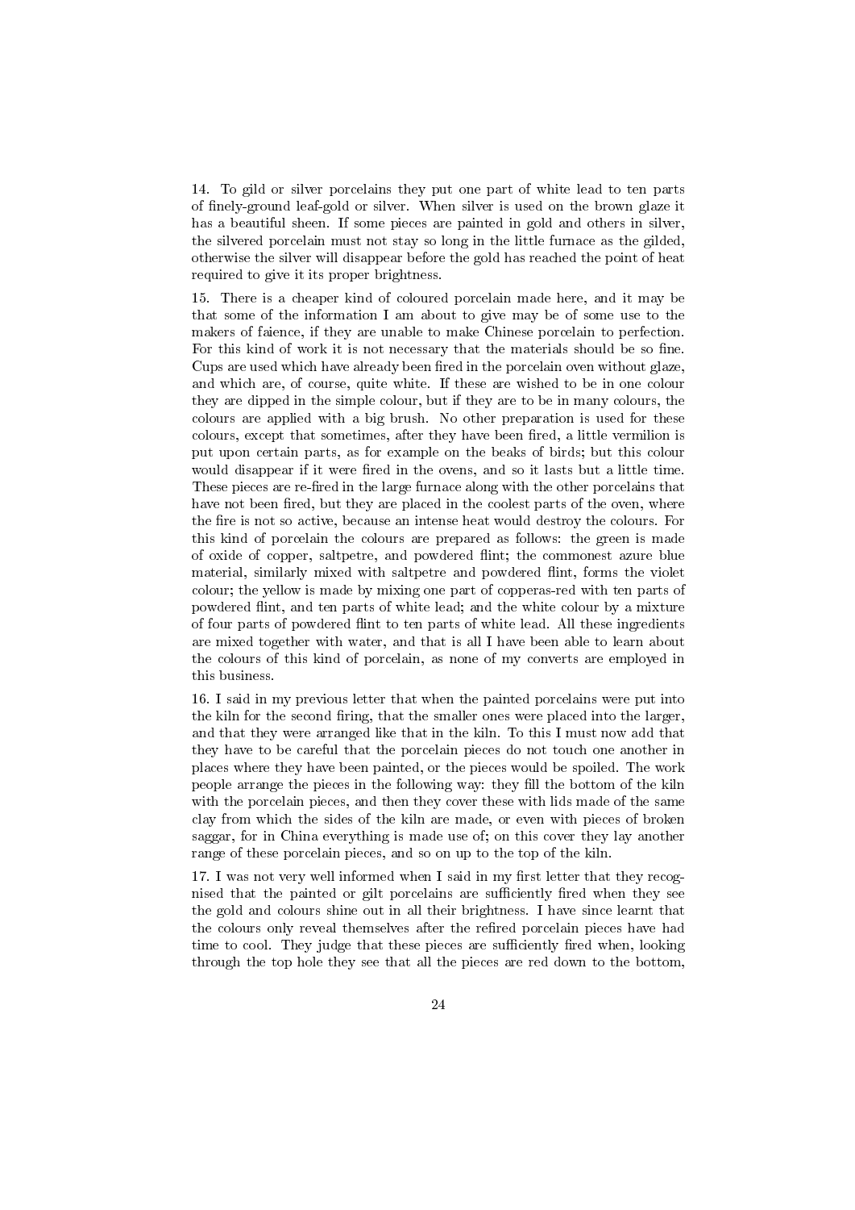14. To gild or silver porcelains they put one part of white lead to ten parts of finely-ground leaf-gold or silver. When silver is used on the brown glaze it has a beautiful sheen. If some pieces are painted in gold and others in silver, the silvered porcelain must not stay so long in the little furnace as the gilded, otherwise the silver will disappear before the gold has reached the point of heat required to give it its proper brightness.

15. There is a cheaper kind of coloured porcelain made here, and it may be that some of the information I am about to give may be of some use to the makers of faience, if they are unable to make Chinese porcelain to perfection. For this kind of work it is not necessary that the materials should be so fine. Cups are used which have already been fired in the porcelain oven without glaze, and which are, of course, quite white. If these are wished to be in one colour they are dipped in the simple colour, but if they are to be in many colours, the colours are applied with a big brush. No other preparation is used for these colours, except that sometimes, after they have been fired, a little vermilion is put upon certain parts, as for example on the beaks of birds; but this colour would disappear if it were fired in the ovens, and so it lasts but a little time. These pieces are re-fired in the large furnace along with the other porcelains that have not been fired, but they are placed in the coolest parts of the oven, where the fire is not so active, because an intense heat would destroy the colours. For this kind of porcelain the colours are prepared as follows: the green is made of oxide of copper, saltpetre, and powdered flint; the commonest azure blue material, similarly mixed with saltpetre and powdered flint, forms the violet colour; the yellow is made by mixing one part of copperas-red with ten parts of powdered flint, and ten parts of white lead; and the white colour by a mixture of four parts of powdered flint to ten parts of white lead. All these ingredients are mixed together with water, and that is all I have been able to learn about the colours of this kind of porcelain, as none of my converts are employed in this business.

16. I said in my previous letter that when the painted porcelains were put into the kiln for the second firing, that the smaller ones were placed into the larger, and that they were arranged like that in the kiln. To this I must now add that they have to be careful that the porcelain pieces do not touch one another in places where they have been painted, or the pieces would be spoiled. The work people arrange the pieces in the following way: they fill the bottom of the kiln with the porcelain pieces, and then they cover these with lids made of the same clay from which the sides of the kiln are made, or even with pieces of broken saggar, for in China everything is made use of; on this cover they lay another range of these porcelain pieces, and so on up to the top of the kiln.

17. I was not very well informed when I said in my first letter that they recognised that the painted or gilt porcelains are sufficiently fired when they see the gold and colours shine out in all their brightness. I have since learnt that the colours only reveal themselves after the refired porcelain pieces have had time to cool. They judge that these pieces are sufficiently fired when, looking through the top hole they see that all the pieces are red down to the bottom,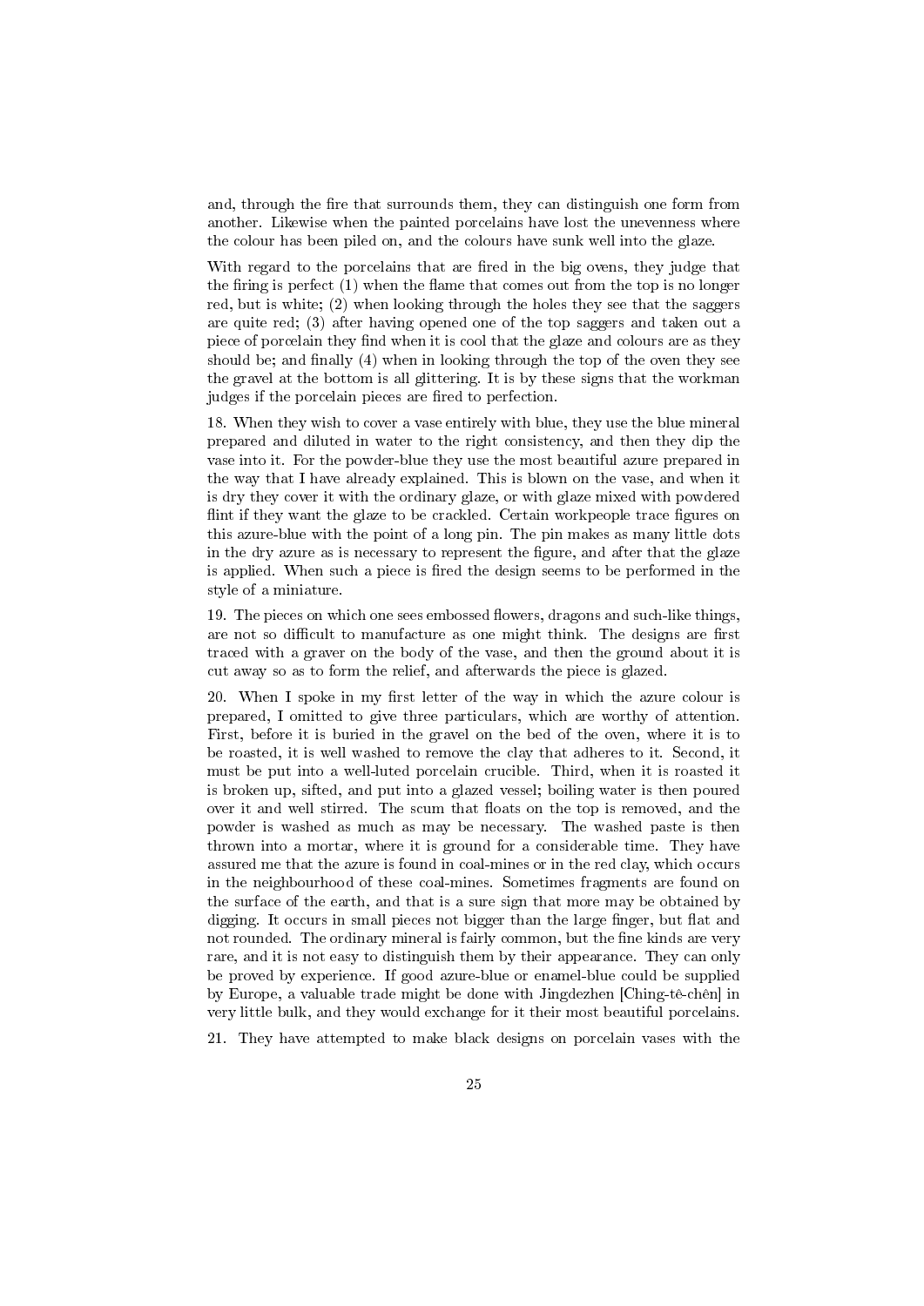and, through the fire that surrounds them, they can distinguish one form from another. Likewise when the painted porcelains have lost the unevenness where the colour has been piled on, and the colours have sunk well into the glaze.

With regard to the porcelains that are fired in the big ovens, they judge that the firing is perfect (1) when the flame that comes out from the top is no longer red, but is white; (2) when looking through the holes they see that the saggers are quite red; (3) after having opened one of the top saggers and taken out a piece of porcelain they find when it is cool that the glaze and colours are as they should be; and finally (4) when in looking through the top of the oven they see the gravel at the bottom is all glittering. It is by these signs that the workman judges if the porcelain pieces are fired to perfection.

18. When they wish to cover a vase entirely with blue, they use the blue mineral prepared and diluted in water to the right consistency, and then they dip the vase into it. For the powder-blue they use the most beautiful azure prepared in the way that I have already explained. This is blown on the vase, and when it is dry they cover it with the ordinary glaze, or with glaze mixed with powdered flint if they want the glaze to be crackled. Certain workpeople trace figures on this azure-blue with the point of a long pin. The pin makes as many little dots in the dry azure as is necessary to represent the figure, and after that the glaze is applied. When such a piece is fired the design seems to be performed in the style of a miniature.

19. The pieces on which one sees embossed flowers, dragons and such-like things, are not so difficult to manufacture as one might think. The designs are first traced with a graver on the body of the vase, and then the ground about it is cut away so as to form the relief, and afterwards the piece is glazed.

20. When I spoke in my first letter of the way in which the azure colour is prepared, I omitted to give three particulars, which are worthy of attention. First, before it is buried in the gravel on the bed of the oven, where it is to be roasted, it is well washed to remove the clay that adheres to it. Second, it must be put into a well-luted porcelain crucible. Third, when it is roasted it is broken up, sifted, and put into a glazed vessel; boiling water is then poured over it and well stirred. The scum that floats on the top is removed, and the powder is washed as much as may be necessary. The washed paste is then thrown into a mortar, where it is ground for a considerable time. They have assured me that the azure is found in coal-mines or in the red clay, which occurs in the neighbourhood of these coal-mines. Sometimes fragments are found on the surface of the earth, and that is a sure sign that more may be obtained by digging. It occurs in small pieces not bigger than the large finger, but flat and not rounded. The ordinary mineral is fairly common, but the fine kinds are very rare, and it is not easy to distinguish them by their appearance. They can only be proved by experience. If good azure-blue or enamel-blue could be supplied by Europe, a valuable trade might be done with Jingdezhen [Ching-tê-chên] in very little bulk, and they would exchange for it their most beautiful porcelains.

21. They have attempted to make black designs on porcelain vases with the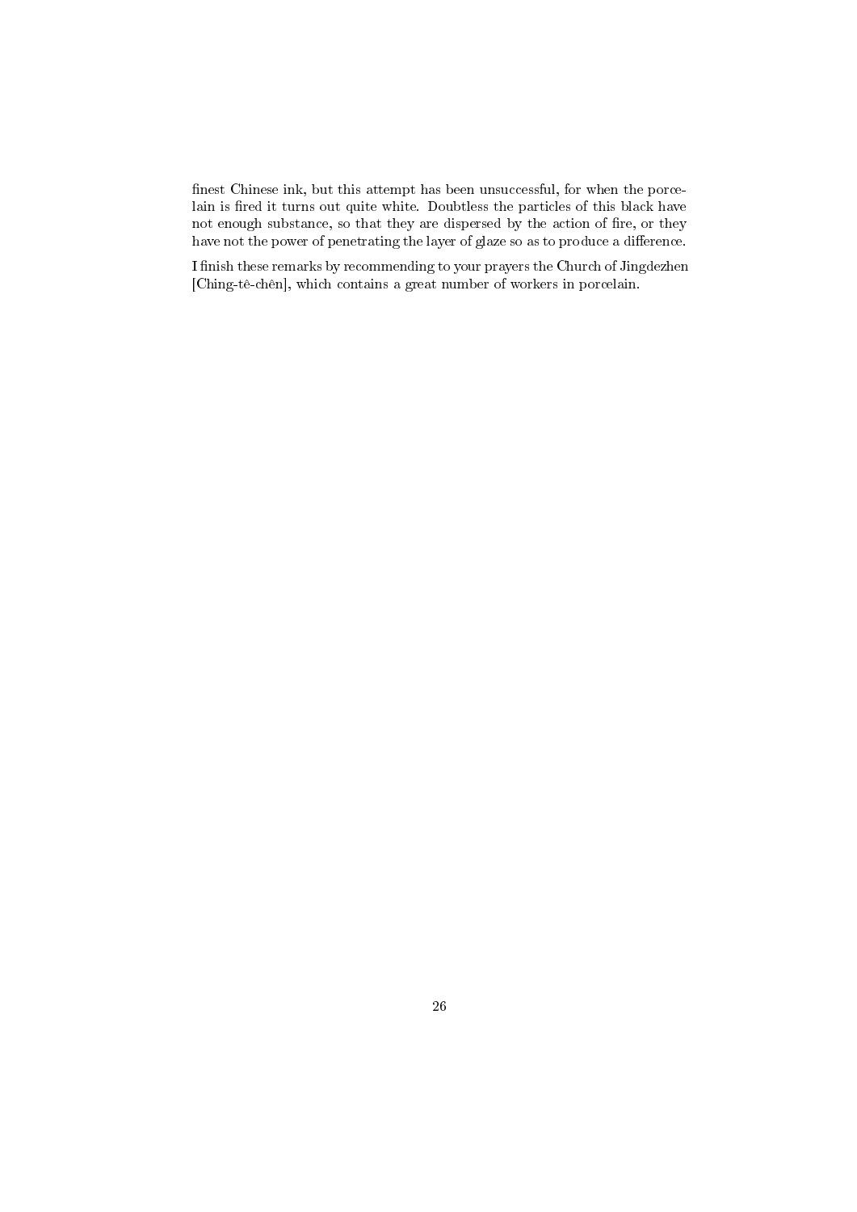finest Chinese ink, but this attempt has been unsuccessful, for when the porcelain is fired it turns out quite white. Doubtless the particles of this black have not enough substance, so that they are dispersed by the action of fire, or they have not the power of penetrating the layer of glaze so as to produce a difference.

I finish these remarks by recommending to your prayers the Church of Jingdezhen [Ching-tê-chên], which contains a great number of workers in porcelain.